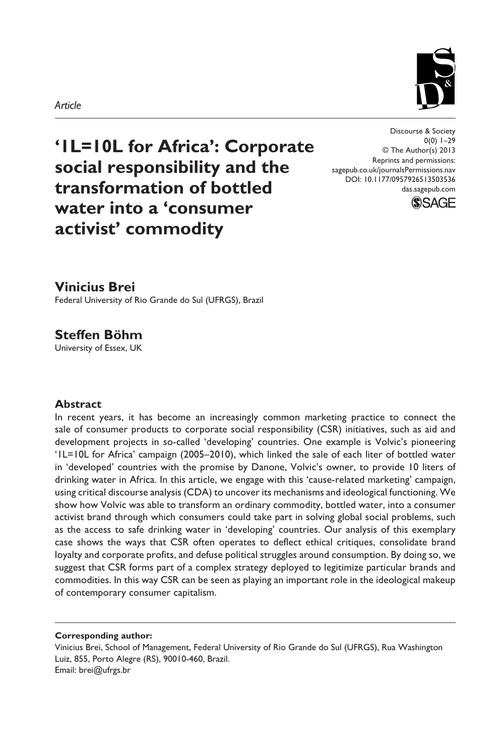*Article*

# '1L=10L for Africa': Corporate social responsibility and the transformation of bottled water into a 'consumer activist' commodity

Discourse & Society
0(0) 1–29
© The Author(s) 2013
Reprints and permissions:
sagepub.co.uk/journalsPermissions.nav
DOI: 10.1177/0957926513503536
das.sagepub.com

**Vinicius Brei**
Federal University of Rio Grande do Sul (UFRGS), Brazil

**Steffen Böhm**
University of Essex, UK

## Abstract

In recent years, it has become an increasingly common marketing practice to connect the sale of consumer products to corporate social responsibility (CSR) initiatives, such as aid and development projects in so-called 'developing' countries. One example is Volvic's pioneering '1L=10L for Africa' campaign (2005–2010), which linked the sale of each liter of bottled water in 'developed' countries with the promise by Danone, Volvic's owner, to provide 10 liters of drinking water in Africa. In this article, we engage with this 'cause-related marketing' campaign, using critical discourse analysis (CDA) to uncover its mechanisms and ideological functioning. We show how Volvic was able to transform an ordinary commodity, bottled water, into a consumer activist brand through which consumers could take part in solving global social problems, such as the access to safe drinking water in 'developing' countries. Our analysis of this exemplary case shows the ways that CSR often operates to deflect ethical critiques, consolidate brand loyalty and corporate profits, and defuse political struggles around consumption. By doing so, we suggest that CSR forms part of a complex strategy deployed to legitimize particular brands and commodities. In this way CSR can be seen as playing an important role in the ideological makeup of contemporary consumer capitalism.

**Corresponding author:**
Vinicius Brei, School of Management, Federal University of Rio Grande do Sul (UFRGS), Rua Washington Luiz, 855, Porto Alegre (RS), 90010-460, Brazil.
Email: brei@ufrgs.br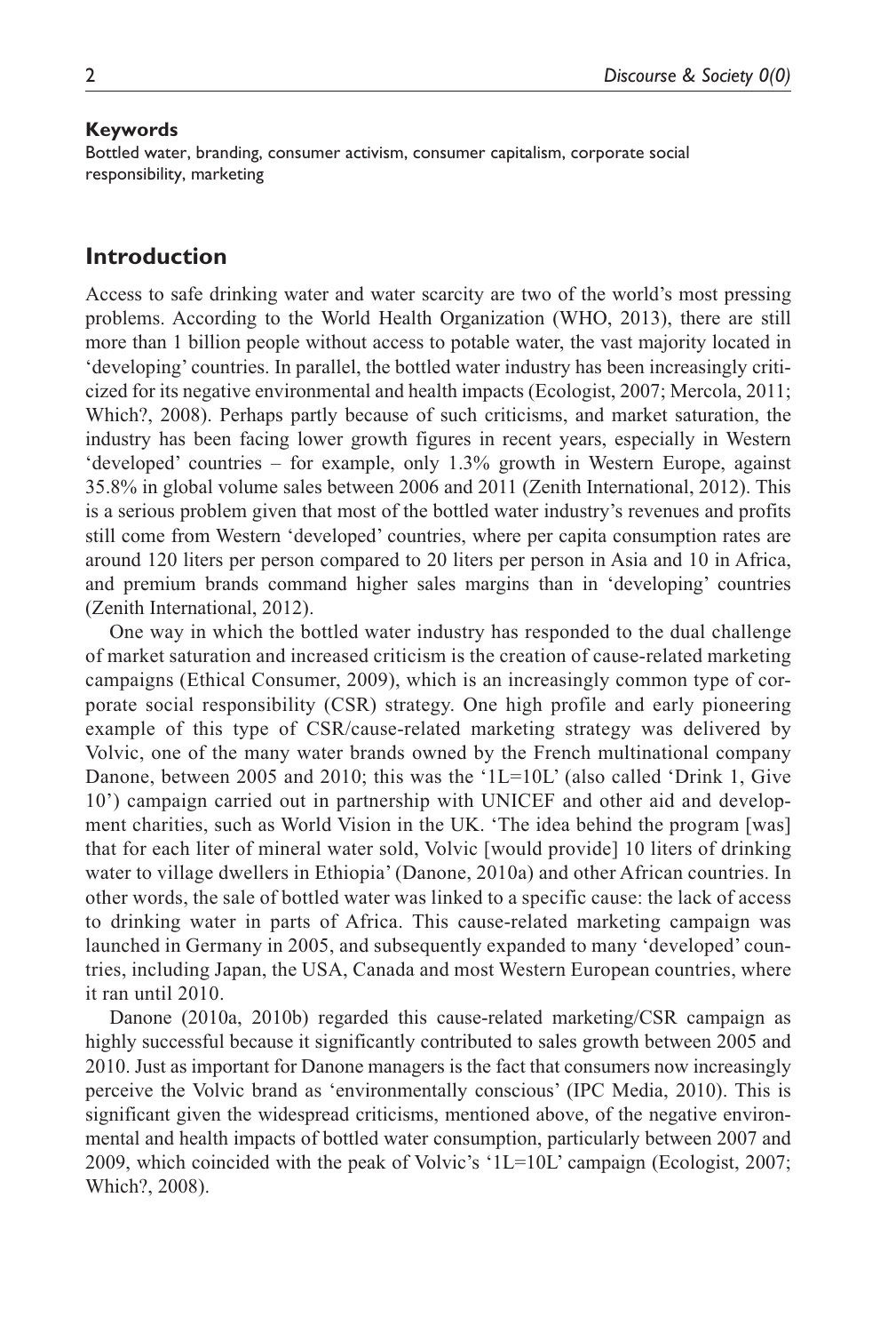**Keywords**

Bottled water, branding, consumer activism, consumer capitalism, corporate social responsibility, marketing

## Introduction

Access to safe drinking water and water scarcity are two of the world's most pressing problems. According to the World Health Organization (WHO, 2013), there are still more than 1 billion people without access to potable water, the vast majority located in 'developing' countries. In parallel, the bottled water industry has been increasingly criticized for its negative environmental and health impacts (Ecologist, 2007; Mercola, 2011; Which?, 2008). Perhaps partly because of such criticisms, and market saturation, the industry has been facing lower growth figures in recent years, especially in Western 'developed' countries – for example, only 1.3% growth in Western Europe, against 35.8% in global volume sales between 2006 and 2011 (Zenith International, 2012). This is a serious problem given that most of the bottled water industry's revenues and profits still come from Western 'developed' countries, where per capita consumption rates are around 120 liters per person compared to 20 liters per person in Asia and 10 in Africa, and premium brands command higher sales margins than in 'developing' countries (Zenith International, 2012).

One way in which the bottled water industry has responded to the dual challenge of market saturation and increased criticism is the creation of cause-related marketing campaigns (Ethical Consumer, 2009), which is an increasingly common type of corporate social responsibility (CSR) strategy. One high profile and early pioneering example of this type of CSR/cause-related marketing strategy was delivered by Volvic, one of the many water brands owned by the French multinational company Danone, between 2005 and 2010; this was the '1L=10L' (also called 'Drink 1, Give 10') campaign carried out in partnership with UNICEF and other aid and development charities, such as World Vision in the UK. 'The idea behind the program [was] that for each liter of mineral water sold, Volvic [would provide] 10 liters of drinking water to village dwellers in Ethiopia' (Danone, 2010a) and other African countries. In other words, the sale of bottled water was linked to a specific cause: the lack of access to drinking water in parts of Africa. This cause-related marketing campaign was launched in Germany in 2005, and subsequently expanded to many 'developed' countries, including Japan, the USA, Canada and most Western European countries, where it ran until 2010.

Danone (2010a, 2010b) regarded this cause-related marketing/CSR campaign as highly successful because it significantly contributed to sales growth between 2005 and 2010. Just as important for Danone managers is the fact that consumers now increasingly perceive the Volvic brand as 'environmentally conscious' (IPC Media, 2010). This is significant given the widespread criticisms, mentioned above, of the negative environmental and health impacts of bottled water consumption, particularly between 2007 and 2009, which coincided with the peak of Volvic's '1L=10L' campaign (Ecologist, 2007; Which?, 2008).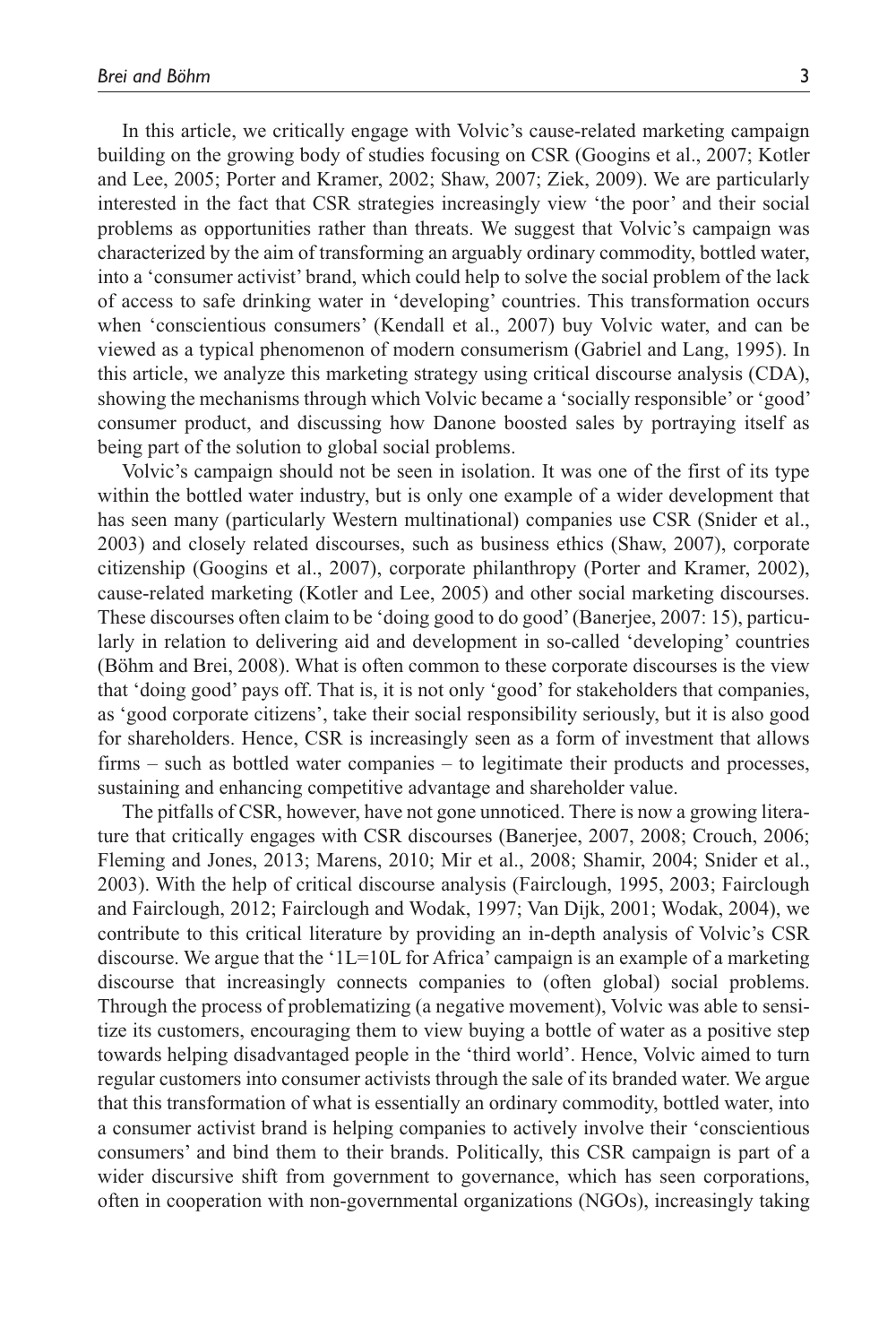In this article, we critically engage with Volvic's cause-related marketing campaign building on the growing body of studies focusing on CSR (Googins et al., 2007; Kotler and Lee, 2005; Porter and Kramer, 2002; Shaw, 2007; Ziek, 2009). We are particularly interested in the fact that CSR strategies increasingly view 'the poor' and their social problems as opportunities rather than threats. We suggest that Volvic's campaign was characterized by the aim of transforming an arguably ordinary commodity, bottled water, into a 'consumer activist' brand, which could help to solve the social problem of the lack of access to safe drinking water in 'developing' countries. This transformation occurs when 'conscientious consumers' (Kendall et al., 2007) buy Volvic water, and can be viewed as a typical phenomenon of modern consumerism (Gabriel and Lang, 1995). In this article, we analyze this marketing strategy using critical discourse analysis (CDA), showing the mechanisms through which Volvic became a 'socially responsible' or 'good' consumer product, and discussing how Danone boosted sales by portraying itself as being part of the solution to global social problems.

Volvic's campaign should not be seen in isolation. It was one of the first of its type within the bottled water industry, but is only one example of a wider development that has seen many (particularly Western multinational) companies use CSR (Snider et al., 2003) and closely related discourses, such as business ethics (Shaw, 2007), corporate citizenship (Googins et al., 2007), corporate philanthropy (Porter and Kramer, 2002), cause-related marketing (Kotler and Lee, 2005) and other social marketing discourses. These discourses often claim to be 'doing good to do good' (Banerjee, 2007: 15), particularly in relation to delivering aid and development in so-called 'developing' countries (Böhm and Brei, 2008). What is often common to these corporate discourses is the view that 'doing good' pays off. That is, it is not only 'good' for stakeholders that companies, as 'good corporate citizens', take their social responsibility seriously, but it is also good for shareholders. Hence, CSR is increasingly seen as a form of investment that allows firms – such as bottled water companies – to legitimate their products and processes, sustaining and enhancing competitive advantage and shareholder value.

The pitfalls of CSR, however, have not gone unnoticed. There is now a growing literature that critically engages with CSR discourses (Banerjee, 2007, 2008; Crouch, 2006; Fleming and Jones, 2013; Marens, 2010; Mir et al., 2008; Shamir, 2004; Snider et al., 2003). With the help of critical discourse analysis (Fairclough, 1995, 2003; Fairclough and Fairclough, 2012; Fairclough and Wodak, 1997; Van Dijk, 2001; Wodak, 2004), we contribute to this critical literature by providing an in-depth analysis of Volvic's CSR discourse. We argue that the '1L=10L for Africa' campaign is an example of a marketing discourse that increasingly connects companies to (often global) social problems. Through the process of problematizing (a negative movement), Volvic was able to sensitize its customers, encouraging them to view buying a bottle of water as a positive step towards helping disadvantaged people in the 'third world'. Hence, Volvic aimed to turn regular customers into consumer activists through the sale of its branded water. We argue that this transformation of what is essentially an ordinary commodity, bottled water, into a consumer activist brand is helping companies to actively involve their 'conscientious consumers' and bind them to their brands. Politically, this CSR campaign is part of a wider discursive shift from government to governance, which has seen corporations, often in cooperation with non-governmental organizations (NGOs), increasingly taking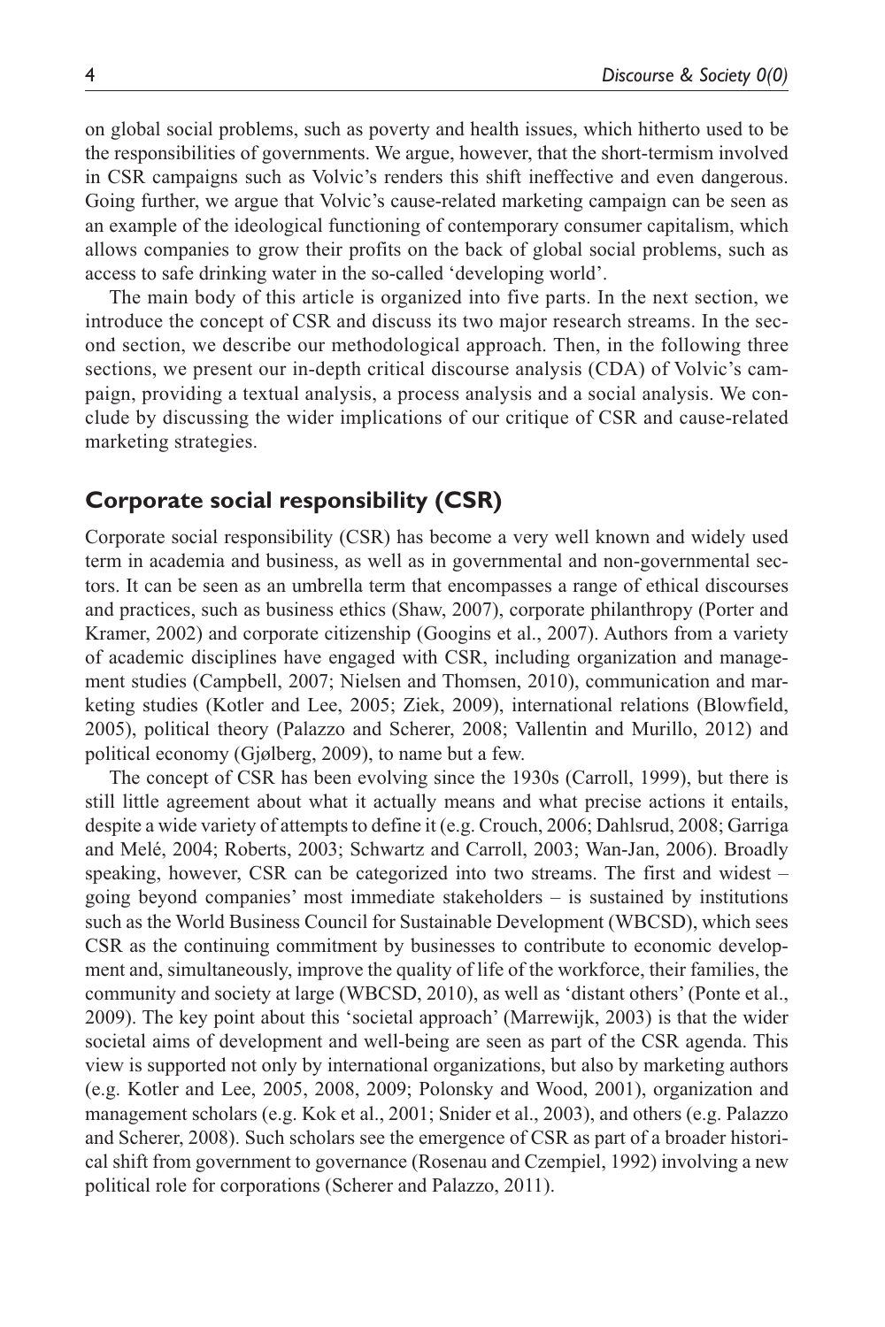on global social problems, such as poverty and health issues, which hitherto used to be the responsibilities of governments. We argue, however, that the short-termism involved in CSR campaigns such as Volvic's renders this shift ineffective and even dangerous. Going further, we argue that Volvic's cause-related marketing campaign can be seen as an example of the ideological functioning of contemporary consumer capitalism, which allows companies to grow their profits on the back of global social problems, such as access to safe drinking water in the so-called 'developing world'.

The main body of this article is organized into five parts. In the next section, we introduce the concept of CSR and discuss its two major research streams. In the second section, we describe our methodological approach. Then, in the following three sections, we present our in-depth critical discourse analysis (CDA) of Volvic's campaign, providing a textual analysis, a process analysis and a social analysis. We conclude by discussing the wider implications of our critique of CSR and cause-related marketing strategies.

## Corporate social responsibility (CSR)

Corporate social responsibility (CSR) has become a very well known and widely used term in academia and business, as well as in governmental and non-governmental sectors. It can be seen as an umbrella term that encompasses a range of ethical discourses and practices, such as business ethics (Shaw, 2007), corporate philanthropy (Porter and Kramer, 2002) and corporate citizenship (Googins et al., 2007). Authors from a variety of academic disciplines have engaged with CSR, including organization and management studies (Campbell, 2007; Nielsen and Thomsen, 2010), communication and marketing studies (Kotler and Lee, 2005; Ziek, 2009), international relations (Blowfield, 2005), political theory (Palazzo and Scherer, 2008; Vallentin and Murillo, 2012) and political economy (Gjølberg, 2009), to name but a few.

The concept of CSR has been evolving since the 1930s (Carroll, 1999), but there is still little agreement about what it actually means and what precise actions it entails, despite a wide variety of attempts to define it (e.g. Crouch, 2006; Dahlsrud, 2008; Garriga and Melé, 2004; Roberts, 2003; Schwartz and Carroll, 2003; Wan-Jan, 2006). Broadly speaking, however, CSR can be categorized into two streams. The first and widest – going beyond companies' most immediate stakeholders – is sustained by institutions such as the World Business Council for Sustainable Development (WBCSD), which sees CSR as the continuing commitment by businesses to contribute to economic development and, simultaneously, improve the quality of life of the workforce, their families, the community and society at large (WBCSD, 2010), as well as 'distant others' (Ponte et al., 2009). The key point about this 'societal approach' (Marrewijk, 2003) is that the wider societal aims of development and well-being are seen as part of the CSR agenda. This view is supported not only by international organizations, but also by marketing authors (e.g. Kotler and Lee, 2005, 2008, 2009; Polonsky and Wood, 2001), organization and management scholars (e.g. Kok et al., 2001; Snider et al., 2003), and others (e.g. Palazzo and Scherer, 2008). Such scholars see the emergence of CSR as part of a broader historical shift from government to governance (Rosenau and Czempiel, 1992) involving a new political role for corporations (Scherer and Palazzo, 2011).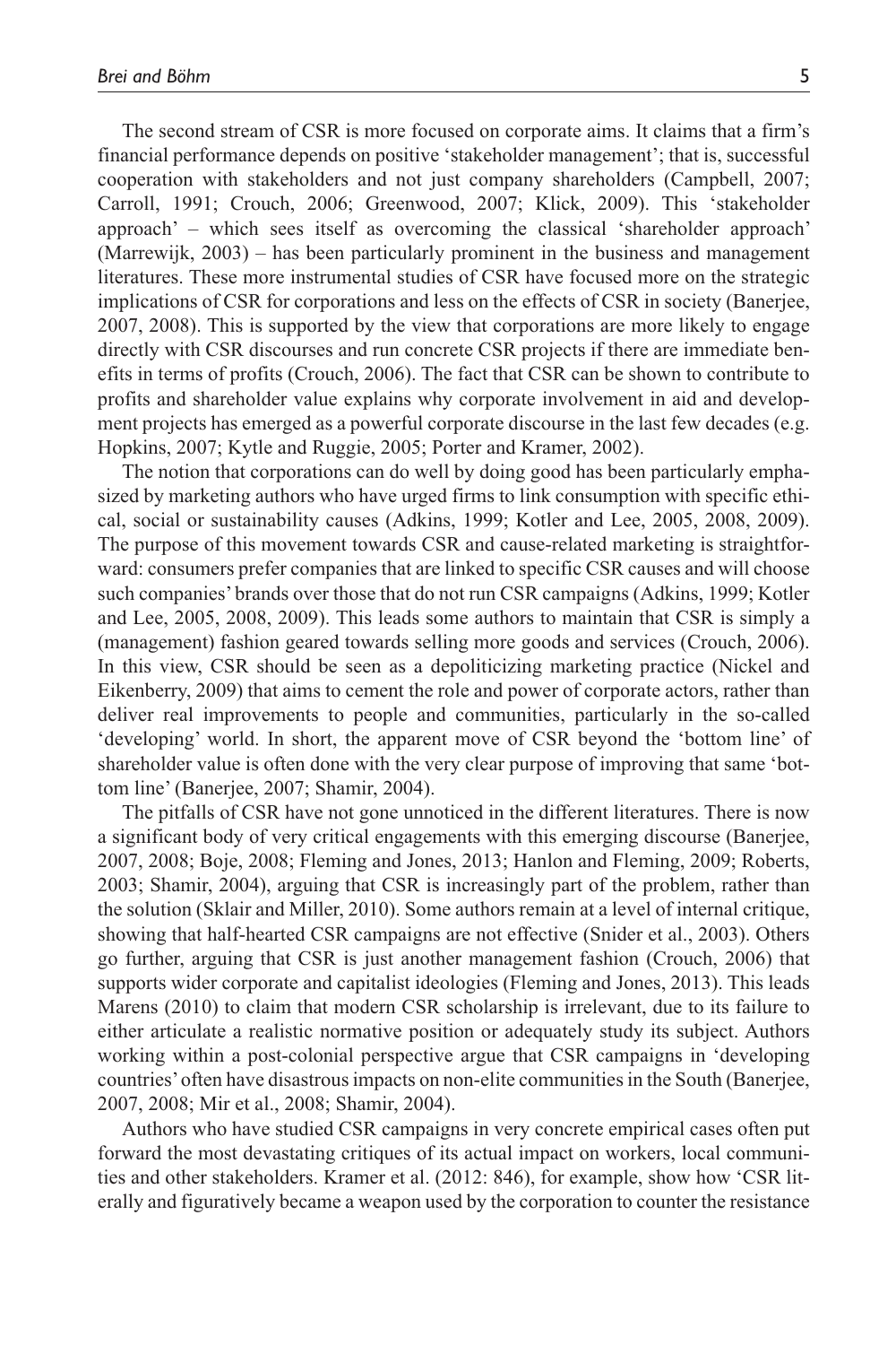The second stream of CSR is more focused on corporate aims. It claims that a firm's financial performance depends on positive 'stakeholder management'; that is, successful cooperation with stakeholders and not just company shareholders (Campbell, 2007; Carroll, 1991; Crouch, 2006; Greenwood, 2007; Klick, 2009). This 'stakeholder approach' – which sees itself as overcoming the classical 'shareholder approach' (Marrewijk, 2003) – has been particularly prominent in the business and management literatures. These more instrumental studies of CSR have focused more on the strategic implications of CSR for corporations and less on the effects of CSR in society (Banerjee, 2007, 2008). This is supported by the view that corporations are more likely to engage directly with CSR discourses and run concrete CSR projects if there are immediate benefits in terms of profits (Crouch, 2006). The fact that CSR can be shown to contribute to profits and shareholder value explains why corporate involvement in aid and development projects has emerged as a powerful corporate discourse in the last few decades (e.g. Hopkins, 2007; Kytle and Ruggie, 2005; Porter and Kramer, 2002).

The notion that corporations can do well by doing good has been particularly emphasized by marketing authors who have urged firms to link consumption with specific ethical, social or sustainability causes (Adkins, 1999; Kotler and Lee, 2005, 2008, 2009). The purpose of this movement towards CSR and cause-related marketing is straightforward: consumers prefer companies that are linked to specific CSR causes and will choose such companies' brands over those that do not run CSR campaigns (Adkins, 1999; Kotler and Lee, 2005, 2008, 2009). This leads some authors to maintain that CSR is simply a (management) fashion geared towards selling more goods and services (Crouch, 2006). In this view, CSR should be seen as a depoliticizing marketing practice (Nickel and Eikenberry, 2009) that aims to cement the role and power of corporate actors, rather than deliver real improvements to people and communities, particularly in the so-called 'developing' world. In short, the apparent move of CSR beyond the 'bottom line' of shareholder value is often done with the very clear purpose of improving that same 'bottom line' (Banerjee, 2007; Shamir, 2004).

The pitfalls of CSR have not gone unnoticed in the different literatures. There is now a significant body of very critical engagements with this emerging discourse (Banerjee, 2007, 2008; Boje, 2008; Fleming and Jones, 2013; Hanlon and Fleming, 2009; Roberts, 2003; Shamir, 2004), arguing that CSR is increasingly part of the problem, rather than the solution (Sklair and Miller, 2010). Some authors remain at a level of internal critique, showing that half-hearted CSR campaigns are not effective (Snider et al., 2003). Others go further, arguing that CSR is just another management fashion (Crouch, 2006) that supports wider corporate and capitalist ideologies (Fleming and Jones, 2013). This leads Marens (2010) to claim that modern CSR scholarship is irrelevant, due to its failure to either articulate a realistic normative position or adequately study its subject. Authors working within a post-colonial perspective argue that CSR campaigns in 'developing countries' often have disastrous impacts on non-elite communities in the South (Banerjee, 2007, 2008; Mir et al., 2008; Shamir, 2004).

Authors who have studied CSR campaigns in very concrete empirical cases often put forward the most devastating critiques of its actual impact on workers, local communities and other stakeholders. Kramer et al. (2012: 846), for example, show how 'CSR literally and figuratively became a weapon used by the corporation to counter the resistance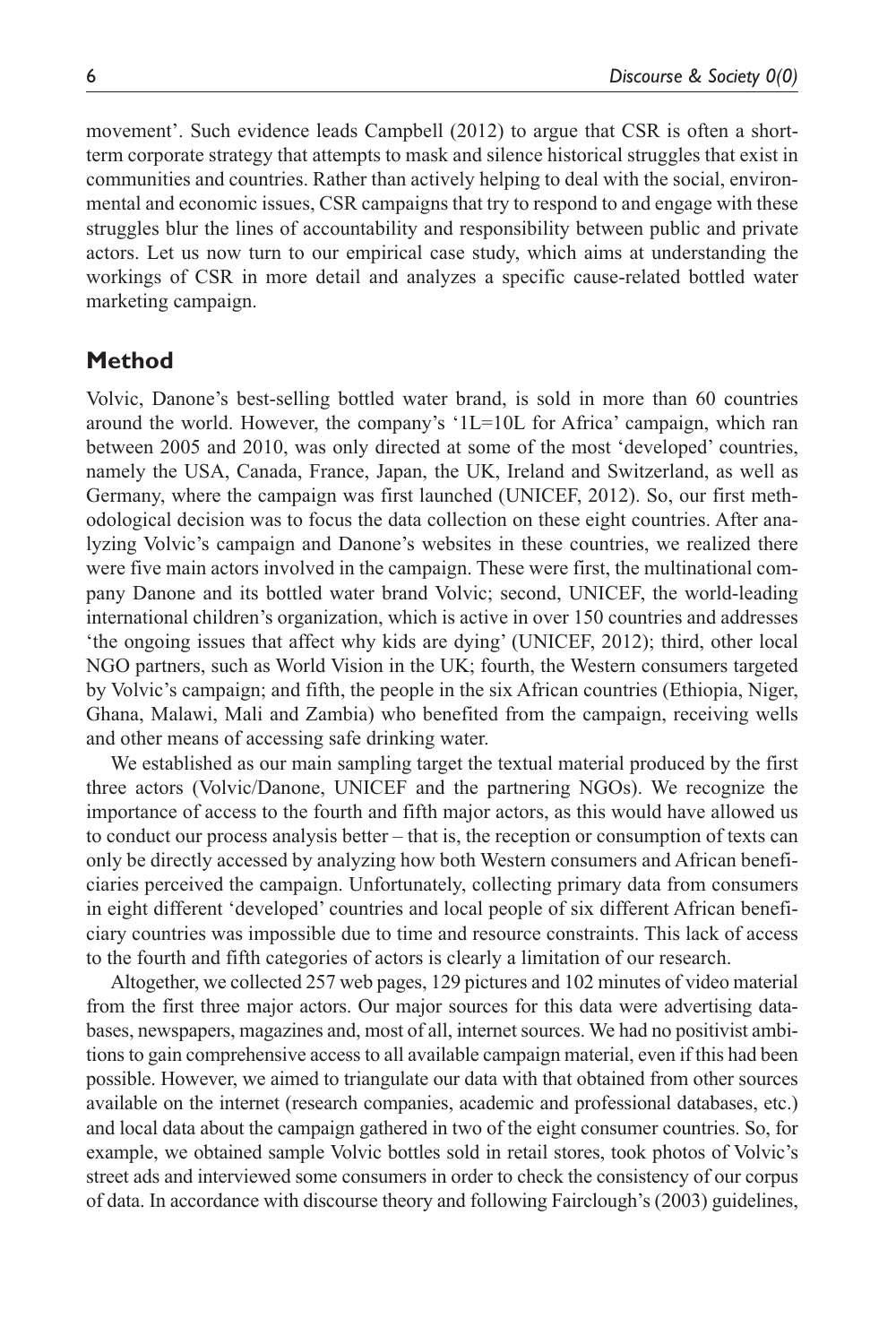movement'. Such evidence leads Campbell (2012) to argue that CSR is often a short-term corporate strategy that attempts to mask and silence historical struggles that exist in communities and countries. Rather than actively helping to deal with the social, environmental and economic issues, CSR campaigns that try to respond to and engage with these struggles blur the lines of accountability and responsibility between public and private actors. Let us now turn to our empirical case study, which aims at understanding the workings of CSR in more detail and analyzes a specific cause-related bottled water marketing campaign.

## Method

Volvic, Danone's best-selling bottled water brand, is sold in more than 60 countries around the world. However, the company's '1L=10L for Africa' campaign, which ran between 2005 and 2010, was only directed at some of the most 'developed' countries, namely the USA, Canada, France, Japan, the UK, Ireland and Switzerland, as well as Germany, where the campaign was first launched (UNICEF, 2012). So, our first methodological decision was to focus the data collection on these eight countries. After analyzing Volvic's campaign and Danone's websites in these countries, we realized there were five main actors involved in the campaign. These were first, the multinational company Danone and its bottled water brand Volvic; second, UNICEF, the world-leading international children's organization, which is active in over 150 countries and addresses 'the ongoing issues that affect why kids are dying' (UNICEF, 2012); third, other local NGO partners, such as World Vision in the UK; fourth, the Western consumers targeted by Volvic's campaign; and fifth, the people in the six African countries (Ethiopia, Niger, Ghana, Malawi, Mali and Zambia) who benefited from the campaign, receiving wells and other means of accessing safe drinking water.

We established as our main sampling target the textual material produced by the first three actors (Volvic/Danone, UNICEF and the partnering NGOs). We recognize the importance of access to the fourth and fifth major actors, as this would have allowed us to conduct our process analysis better – that is, the reception or consumption of texts can only be directly accessed by analyzing how both Western consumers and African beneficiaries perceived the campaign. Unfortunately, collecting primary data from consumers in eight different 'developed' countries and local people of six different African beneficiary countries was impossible due to time and resource constraints. This lack of access to the fourth and fifth categories of actors is clearly a limitation of our research.

Altogether, we collected 257 web pages, 129 pictures and 102 minutes of video material from the first three major actors. Our major sources for this data were advertising databases, newspapers, magazines and, most of all, internet sources. We had no positivist ambitions to gain comprehensive access to all available campaign material, even if this had been possible. However, we aimed to triangulate our data with that obtained from other sources available on the internet (research companies, academic and professional databases, etc.) and local data about the campaign gathered in two of the eight consumer countries. So, for example, we obtained sample Volvic bottles sold in retail stores, took photos of Volvic's street ads and interviewed some consumers in order to check the consistency of our corpus of data. In accordance with discourse theory and following Fairclough's (2003) guidelines,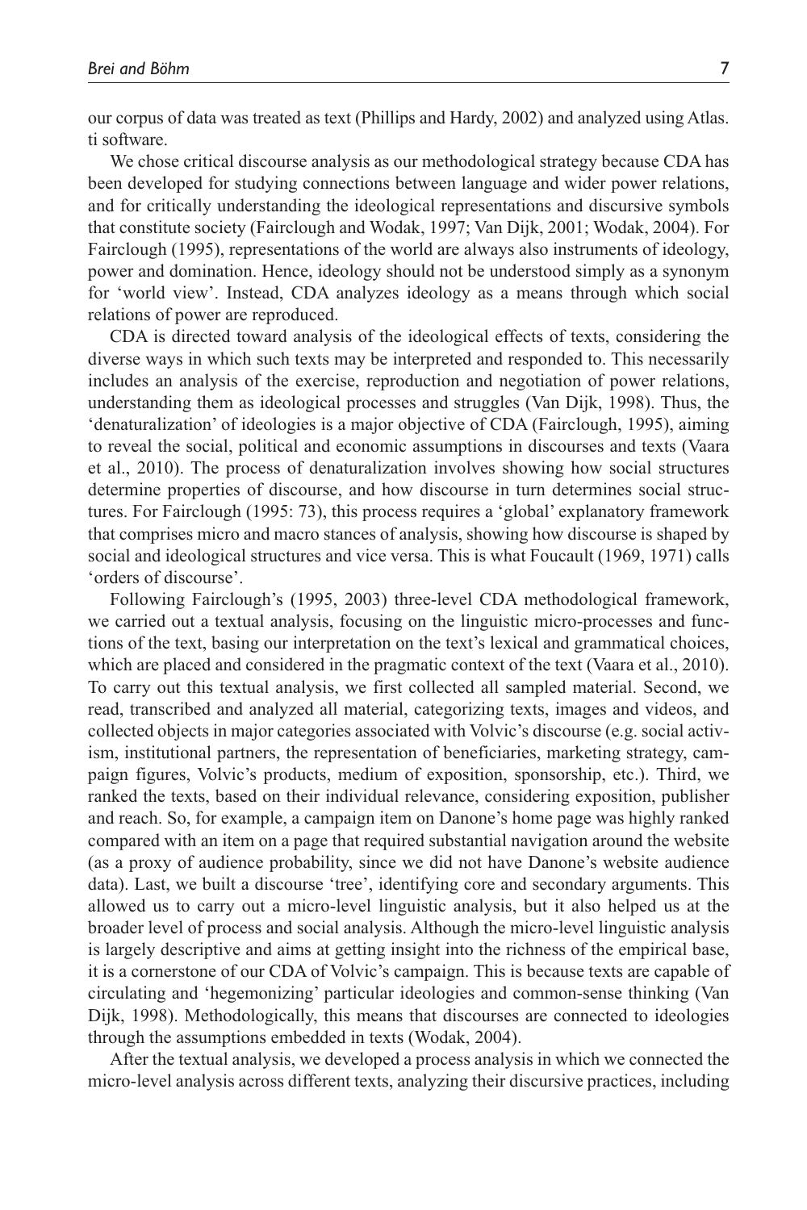our corpus of data was treated as text (Phillips and Hardy, 2002) and analyzed using Atlas.ti software.

We chose critical discourse analysis as our methodological strategy because CDA has been developed for studying connections between language and wider power relations, and for critically understanding the ideological representations and discursive symbols that constitute society (Fairclough and Wodak, 1997; Van Dijk, 2001; Wodak, 2004). For Fairclough (1995), representations of the world are always also instruments of ideology, power and domination. Hence, ideology should not be understood simply as a synonym for 'world view'. Instead, CDA analyzes ideology as a means through which social relations of power are reproduced.

CDA is directed toward analysis of the ideological effects of texts, considering the diverse ways in which such texts may be interpreted and responded to. This necessarily includes an analysis of the exercise, reproduction and negotiation of power relations, understanding them as ideological processes and struggles (Van Dijk, 1998). Thus, the 'denaturalization' of ideologies is a major objective of CDA (Fairclough, 1995), aiming to reveal the social, political and economic assumptions in discourses and texts (Vaara et al., 2010). The process of denaturalization involves showing how social structures determine properties of discourse, and how discourse in turn determines social structures. For Fairclough (1995: 73), this process requires a 'global' explanatory framework that comprises micro and macro stances of analysis, showing how discourse is shaped by social and ideological structures and vice versa. This is what Foucault (1969, 1971) calls 'orders of discourse'.

Following Fairclough's (1995, 2003) three-level CDA methodological framework, we carried out a textual analysis, focusing on the linguistic micro-processes and functions of the text, basing our interpretation on the text's lexical and grammatical choices, which are placed and considered in the pragmatic context of the text (Vaara et al., 2010). To carry out this textual analysis, we first collected all sampled material. Second, we read, transcribed and analyzed all material, categorizing texts, images and videos, and collected objects in major categories associated with Volvic's discourse (e.g. social activism, institutional partners, the representation of beneficiaries, marketing strategy, campaign figures, Volvic's products, medium of exposition, sponsorship, etc.). Third, we ranked the texts, based on their individual relevance, considering exposition, publisher and reach. So, for example, a campaign item on Danone's home page was highly ranked compared with an item on a page that required substantial navigation around the website (as a proxy of audience probability, since we did not have Danone's website audience data). Last, we built a discourse 'tree', identifying core and secondary arguments. This allowed us to carry out a micro-level linguistic analysis, but it also helped us at the broader level of process and social analysis. Although the micro-level linguistic analysis is largely descriptive and aims at getting insight into the richness of the empirical base, it is a cornerstone of our CDA of Volvic's campaign. This is because texts are capable of circulating and 'hegemonizing' particular ideologies and common-sense thinking (Van Dijk, 1998). Methodologically, this means that discourses are connected to ideologies through the assumptions embedded in texts (Wodak, 2004).

After the textual analysis, we developed a process analysis in which we connected the micro-level analysis across different texts, analyzing their discursive practices, including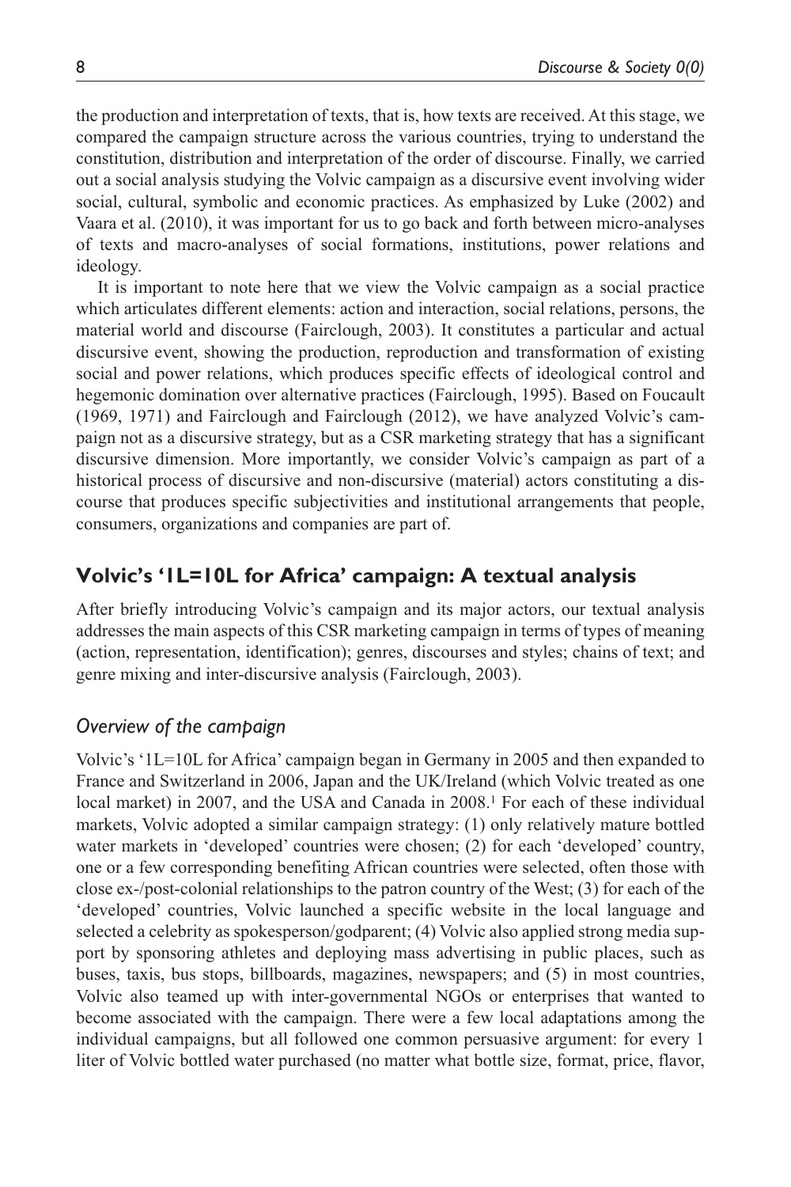the production and interpretation of texts, that is, how texts are received. At this stage, we compared the campaign structure across the various countries, trying to understand the constitution, distribution and interpretation of the order of discourse. Finally, we carried out a social analysis studying the Volvic campaign as a discursive event involving wider social, cultural, symbolic and economic practices. As emphasized by Luke (2002) and Vaara et al. (2010), it was important for us to go back and forth between micro-analyses of texts and macro-analyses of social formations, institutions, power relations and ideology.

It is important to note here that we view the Volvic campaign as a social practice which articulates different elements: action and interaction, social relations, persons, the material world and discourse (Fairclough, 2003). It constitutes a particular and actual discursive event, showing the production, reproduction and transformation of existing social and power relations, which produces specific effects of ideological control and hegemonic domination over alternative practices (Fairclough, 1995). Based on Foucault (1969, 1971) and Fairclough and Fairclough (2012), we have analyzed Volvic's campaign not as a discursive strategy, but as a CSR marketing strategy that has a significant discursive dimension. More importantly, we consider Volvic's campaign as part of a historical process of discursive and non-discursive (material) actors constituting a discourse that produces specific subjectivities and institutional arrangements that people, consumers, organizations and companies are part of.

## Volvic's '1L=10L for Africa' campaign: A textual analysis

After briefly introducing Volvic's campaign and its major actors, our textual analysis addresses the main aspects of this CSR marketing campaign in terms of types of meaning (action, representation, identification); genres, discourses and styles; chains of text; and genre mixing and inter-discursive analysis (Fairclough, 2003).

### *Overview of the campaign*

Volvic's '1L=10L for Africa' campaign began in Germany in 2005 and then expanded to France and Switzerland in 2006, Japan and the UK/Ireland (which Volvic treated as one local market) in 2007, and the USA and Canada in 2008.[1] For each of these individual markets, Volvic adopted a similar campaign strategy: (1) only relatively mature bottled water markets in 'developed' countries were chosen; (2) for each 'developed' country, one or a few corresponding benefiting African countries were selected, often those with close ex-/post-colonial relationships to the patron country of the West; (3) for each of the 'developed' countries, Volvic launched a specific website in the local language and selected a celebrity as spokesperson/godparent; (4) Volvic also applied strong media support by sponsoring athletes and deploying mass advertising in public places, such as buses, taxis, bus stops, billboards, magazines, newspapers; and (5) in most countries, Volvic also teamed up with inter-governmental NGOs or enterprises that wanted to become associated with the campaign. There were a few local adaptations among the individual campaigns, but all followed one common persuasive argument: for every 1 liter of Volvic bottled water purchased (no matter what bottle size, format, price, flavor,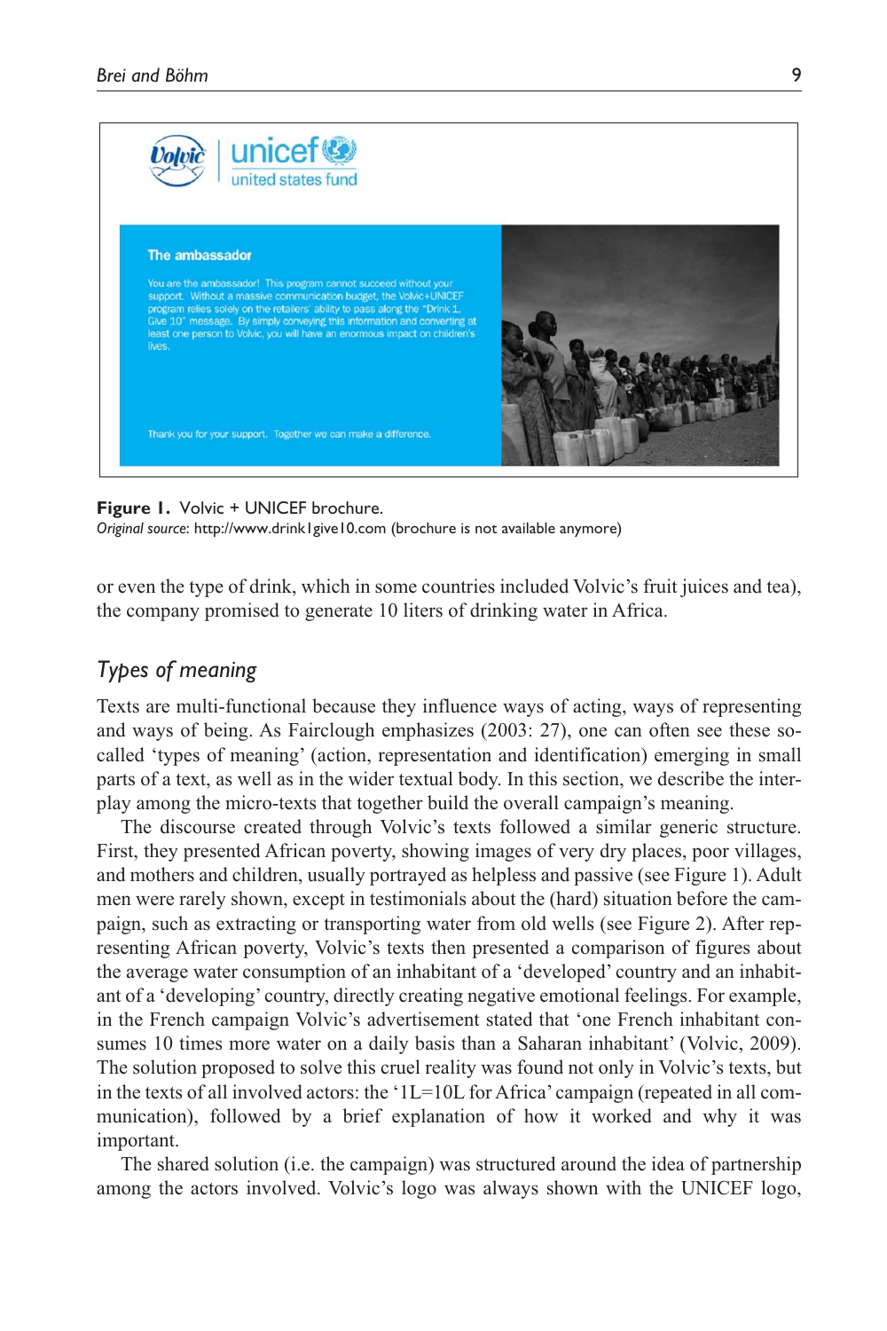**Figure 1.** Volvic + UNICEF brochure.
*Original source*: http://www.drink1give10.com (brochure is not available anymore)

or even the type of drink, which in some countries included Volvic's fruit juices and tea), the company promised to generate 10 liters of drinking water in Africa.

## *Types of meaning*

Texts are multi-functional because they influence ways of acting, ways of representing and ways of being. As Fairclough emphasizes (2003: 27), one can often see these so-called 'types of meaning' (action, representation and identification) emerging in small parts of a text, as well as in the wider textual body. In this section, we describe the interplay among the micro-texts that together build the overall campaign's meaning.

The discourse created through Volvic's texts followed a similar generic structure. First, they presented African poverty, showing images of very dry places, poor villages, and mothers and children, usually portrayed as helpless and passive (see Figure 1). Adult men were rarely shown, except in testimonials about the (hard) situation before the campaign, such as extracting or transporting water from old wells (see Figure 2). After representing African poverty, Volvic's texts then presented a comparison of figures about the average water consumption of an inhabitant of a 'developed' country and an inhabitant of a 'developing' country, directly creating negative emotional feelings. For example, in the French campaign Volvic's advertisement stated that 'one French inhabitant consumes 10 times more water on a daily basis than a Saharan inhabitant' (Volvic, 2009). The solution proposed to solve this cruel reality was found not only in Volvic's texts, but in the texts of all involved actors: the '1L=10L for Africa' campaign (repeated in all communication), followed by a brief explanation of how it worked and why it was important.

The shared solution (i.e. the campaign) was structured around the idea of partnership among the actors involved. Volvic's logo was always shown with the UNICEF logo,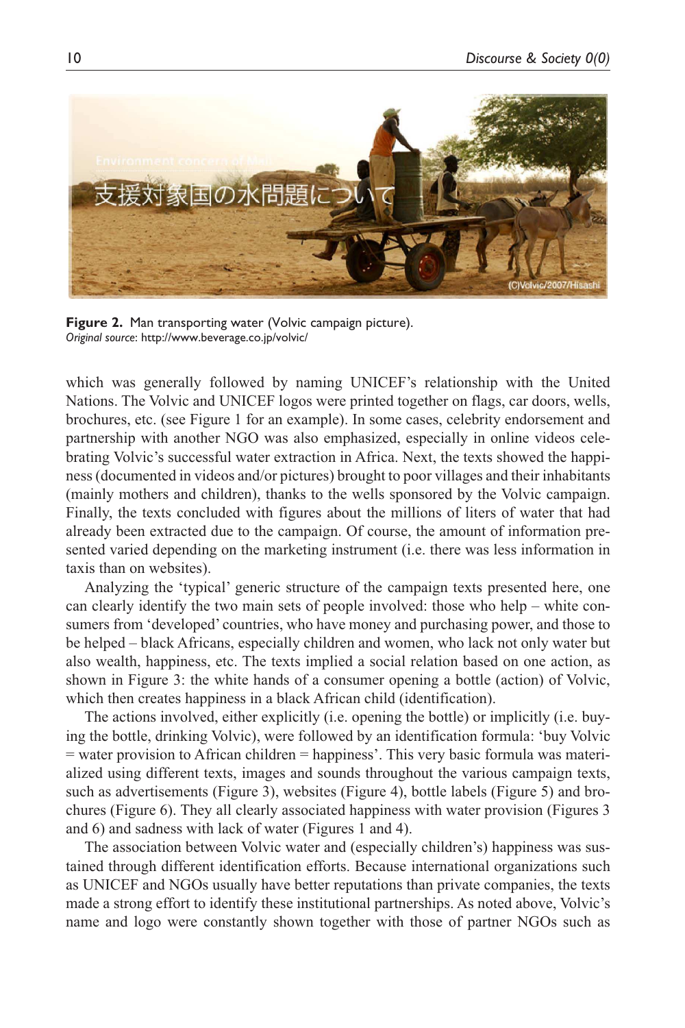**Figure 2.** Man transporting water (Volvic campaign picture).
*Original source*: http://www.beverage.co.jp/volvic/

which was generally followed by naming UNICEF's relationship with the United Nations. The Volvic and UNICEF logos were printed together on flags, car doors, wells, brochures, etc. (see Figure 1 for an example). In some cases, celebrity endorsement and partnership with another NGO was also emphasized, especially in online videos celebrating Volvic's successful water extraction in Africa. Next, the texts showed the happiness (documented in videos and/or pictures) brought to poor villages and their inhabitants (mainly mothers and children), thanks to the wells sponsored by the Volvic campaign. Finally, the texts concluded with figures about the millions of liters of water that had already been extracted due to the campaign. Of course, the amount of information presented varied depending on the marketing instrument (i.e. there was less information in taxis than on websites).

Analyzing the 'typical' generic structure of the campaign texts presented here, one can clearly identify the two main sets of people involved: those who help – white consumers from 'developed' countries, who have money and purchasing power, and those to be helped – black Africans, especially children and women, who lack not only water but also wealth, happiness, etc. The texts implied a social relation based on one action, as shown in Figure 3: the white hands of a consumer opening a bottle (action) of Volvic, which then creates happiness in a black African child (identification).

The actions involved, either explicitly (i.e. opening the bottle) or implicitly (i.e. buying the bottle, drinking Volvic), were followed by an identification formula: 'buy Volvic = water provision to African children = happiness'. This very basic formula was materialized using different texts, images and sounds throughout the various campaign texts, such as advertisements (Figure 3), websites (Figure 4), bottle labels (Figure 5) and brochures (Figure 6). They all clearly associated happiness with water provision (Figures 3 and 6) and sadness with lack of water (Figures 1 and 4).

The association between Volvic water and (especially children's) happiness was sustained through different identification efforts. Because international organizations such as UNICEF and NGOs usually have better reputations than private companies, the texts made a strong effort to identify these institutional partnerships. As noted above, Volvic's name and logo were constantly shown together with those of partner NGOs such as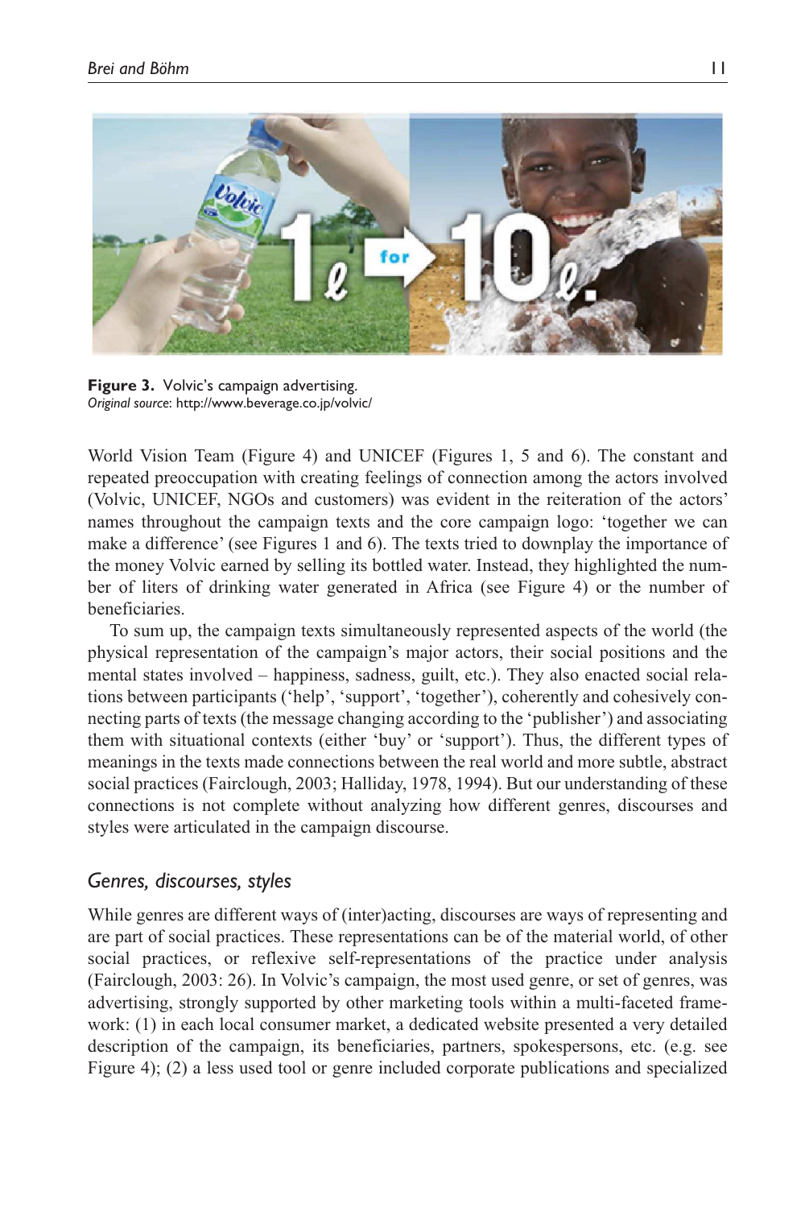Figure 3. Volvic's campaign advertising.
*Original source*: http://www.beverage.co.jp/volvic/

World Vision Team (Figure 4) and UNICEF (Figures 1, 5 and 6). The constant and repeated preoccupation with creating feelings of connection among the actors involved (Volvic, UNICEF, NGOs and customers) was evident in the reiteration of the actors' names throughout the campaign texts and the core campaign logo: 'together we can make a difference' (see Figures 1 and 6). The texts tried to downplay the importance of the money Volvic earned by selling its bottled water. Instead, they highlighted the number of liters of drinking water generated in Africa (see Figure 4) or the number of beneficiaries.

To sum up, the campaign texts simultaneously represented aspects of the world (the physical representation of the campaign's major actors, their social positions and the mental states involved – happiness, sadness, guilt, etc.). They also enacted social relations between participants ('help', 'support', 'together'), coherently and cohesively connecting parts of texts (the message changing according to the 'publisher') and associating them with situational contexts (either 'buy' or 'support'). Thus, the different types of meanings in the texts made connections between the real world and more subtle, abstract social practices (Fairclough, 2003; Halliday, 1978, 1994). But our understanding of these connections is not complete without analyzing how different genres, discourses and styles were articulated in the campaign discourse.

## *Genres, discourses, styles*

While genres are different ways of (inter)acting, discourses are ways of representing and are part of social practices. These representations can be of the material world, of other social practices, or reflexive self-representations of the practice under analysis (Fairclough, 2003: 26). In Volvic's campaign, the most used genre, or set of genres, was advertising, strongly supported by other marketing tools within a multi-faceted framework: (1) in each local consumer market, a dedicated website presented a very detailed description of the campaign, its beneficiaries, partners, spokespersons, etc. (e.g. see Figure 4); (2) a less used tool or genre included corporate publications and specialized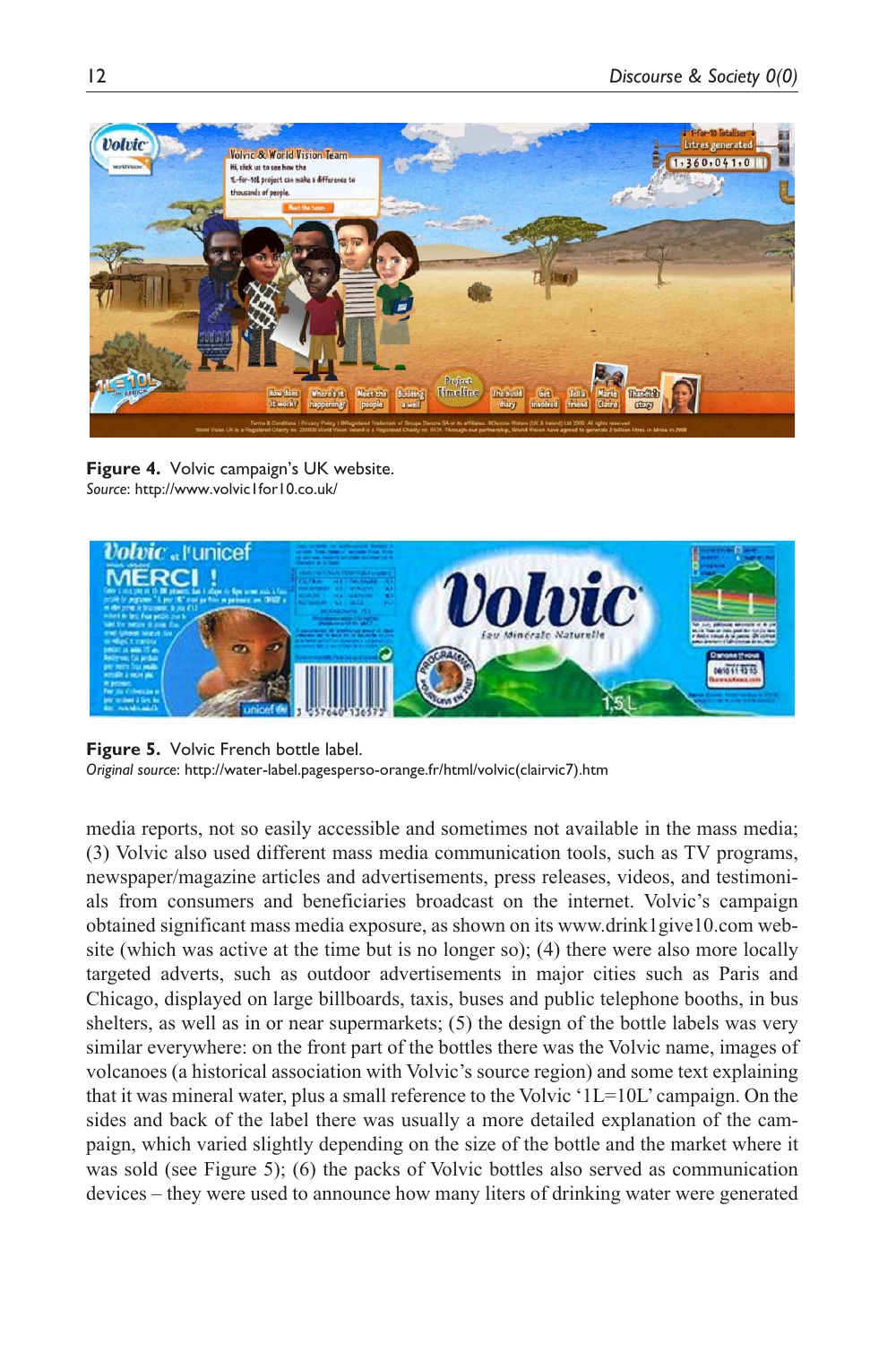**Figure 4.** Volvic campaign's UK website.
*Source*: http://www.volvic1for10.co.uk/

**Figure 5.** Volvic French bottle label.
*Original source*: http://water-label.pagesperso-orange.fr/html/volvic(clairvic7).htm

media reports, not so easily accessible and sometimes not available in the mass media; (3) Volvic also used different mass media communication tools, such as TV programs, newspaper/magazine articles and advertisements, press releases, videos, and testimonials from consumers and beneficiaries broadcast on the internet. Volvic's campaign obtained significant mass media exposure, as shown on its www.drink1give10.com website (which was active at the time but is no longer so); (4) there were also more locally targeted adverts, such as outdoor advertisements in major cities such as Paris and Chicago, displayed on large billboards, taxis, buses and public telephone booths, in bus shelters, as well as in or near supermarkets; (5) the design of the bottle labels was very similar everywhere: on the front part of the bottles there was the Volvic name, images of volcanoes (a historical association with Volvic's source region) and some text explaining that it was mineral water, plus a small reference to the Volvic '1L=10L' campaign. On the sides and back of the label there was usually a more detailed explanation of the campaign, which varied slightly depending on the size of the bottle and the market where it was sold (see Figure 5); (6) the packs of Volvic bottles also served as communication devices – they were used to announce how many liters of drinking water were generated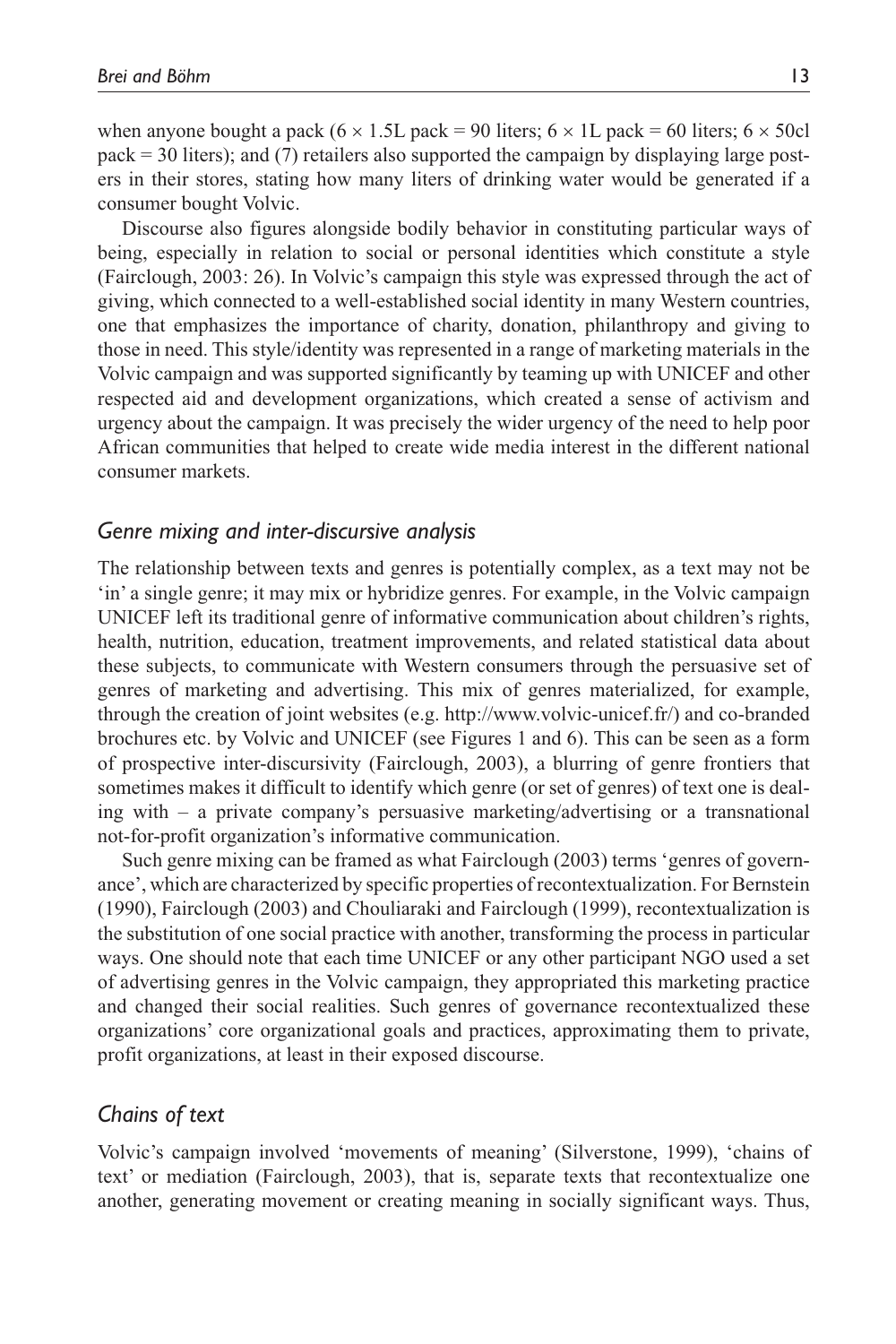when anyone bought a pack ($6 \times 1.5$L pack = 90 liters; $6 \times 1$L pack = 60 liters; $6 \times 50$cl pack = 30 liters); and (7) retailers also supported the campaign by displaying large posters in their stores, stating how many liters of drinking water would be generated if a consumer bought Volvic.

Discourse also figures alongside bodily behavior in constituting particular ways of being, especially in relation to social or personal identities which constitute a style (Fairclough, 2003: 26). In Volvic's campaign this style was expressed through the act of giving, which connected to a well-established social identity in many Western countries, one that emphasizes the importance of charity, donation, philanthropy and giving to those in need. This style/identity was represented in a range of marketing materials in the Volvic campaign and was supported significantly by teaming up with UNICEF and other respected aid and development organizations, which created a sense of activism and urgency about the campaign. It was precisely the wider urgency of the need to help poor African communities that helped to create wide media interest in the different national consumer markets.

## *Genre mixing and inter-discursive analysis*

The relationship between texts and genres is potentially complex, as a text may not be 'in' a single genre; it may mix or hybridize genres. For example, in the Volvic campaign UNICEF left its traditional genre of informative communication about children's rights, health, nutrition, education, treatment improvements, and related statistical data about these subjects, to communicate with Western consumers through the persuasive set of genres of marketing and advertising. This mix of genres materialized, for example, through the creation of joint websites (e.g. http://www.volvic-unicef.fr/) and co-branded brochures etc. by Volvic and UNICEF (see Figures 1 and 6). This can be seen as a form of prospective inter-discursivity (Fairclough, 2003), a blurring of genre frontiers that sometimes makes it difficult to identify which genre (or set of genres) of text one is dealing with – a private company's persuasive marketing/advertising or a transnational not-for-profit organization's informative communication.

Such genre mixing can be framed as what Fairclough (2003) terms 'genres of governance', which are characterized by specific properties of recontextualization. For Bernstein (1990), Fairclough (2003) and Chouliaraki and Fairclough (1999), recontextualization is the substitution of one social practice with another, transforming the process in particular ways. One should note that each time UNICEF or any other participant NGO used a set of advertising genres in the Volvic campaign, they appropriated this marketing practice and changed their social realities. Such genres of governance recontextualized these organizations' core organizational goals and practices, approximating them to private, profit organizations, at least in their exposed discourse.

## *Chains of text*

Volvic's campaign involved 'movements of meaning' (Silverstone, 1999), 'chains of text' or mediation (Fairclough, 2003), that is, separate texts that recontextualize one another, generating movement or creating meaning in socially significant ways. Thus,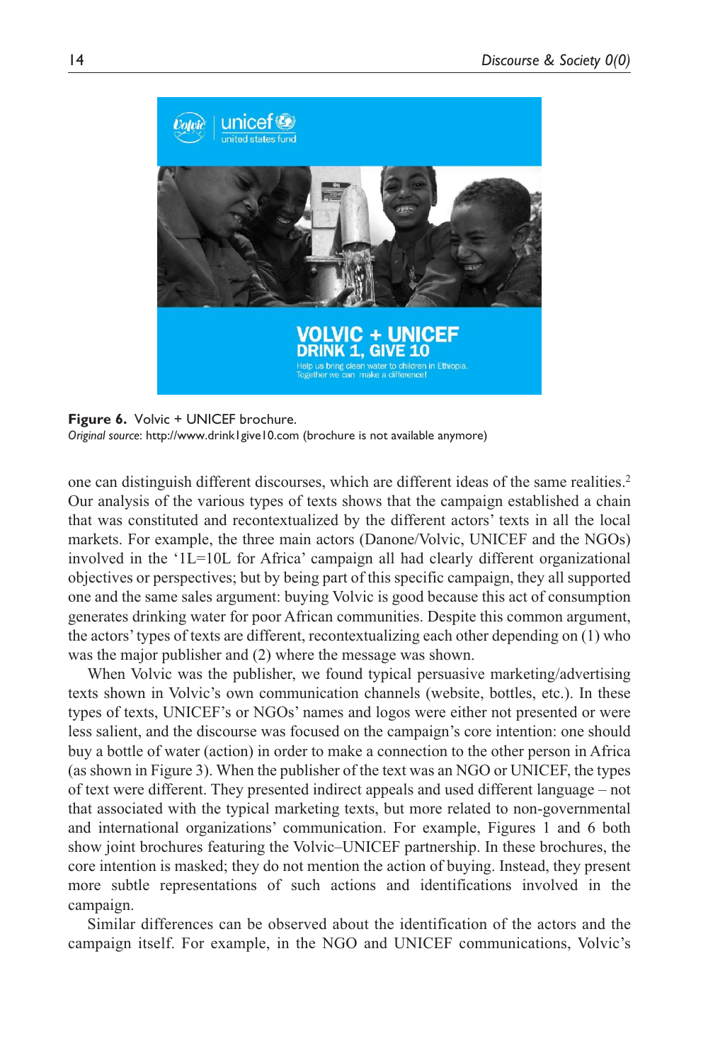**Figure 6.** Volvic + UNICEF brochure.
*Original source*: http://www.drink1give10.com (brochure is not available anymore)

one can distinguish different discourses, which are different ideas of the same realities.[2] Our analysis of the various types of texts shows that the campaign established a chain that was constituted and recontextualized by the different actors' texts in all the local markets. For example, the three main actors (Danone/Volvic, UNICEF and the NGOs) involved in the '1L=10L for Africa' campaign all had clearly different organizational objectives or perspectives; but by being part of this specific campaign, they all supported one and the same sales argument: buying Volvic is good because this act of consumption generates drinking water for poor African communities. Despite this common argument, the actors' types of texts are different, recontextualizing each other depending on (1) who was the major publisher and (2) where the message was shown.

When Volvic was the publisher, we found typical persuasive marketing/advertising texts shown in Volvic's own communication channels (website, bottles, etc.). In these types of texts, UNICEF's or NGOs' names and logos were either not presented or were less salient, and the discourse was focused on the campaign's core intention: one should buy a bottle of water (action) in order to make a connection to the other person in Africa (as shown in Figure 3). When the publisher of the text was an NGO or UNICEF, the types of text were different. They presented indirect appeals and used different language – not that associated with the typical marketing texts, but more related to non-governmental and international organizations' communication. For example, Figures 1 and 6 both show joint brochures featuring the Volvic–UNICEF partnership. In these brochures, the core intention is masked; they do not mention the action of buying. Instead, they present more subtle representations of such actions and identifications involved in the campaign.

Similar differences can be observed about the identification of the actors and the campaign itself. For example, in the NGO and UNICEF communications, Volvic's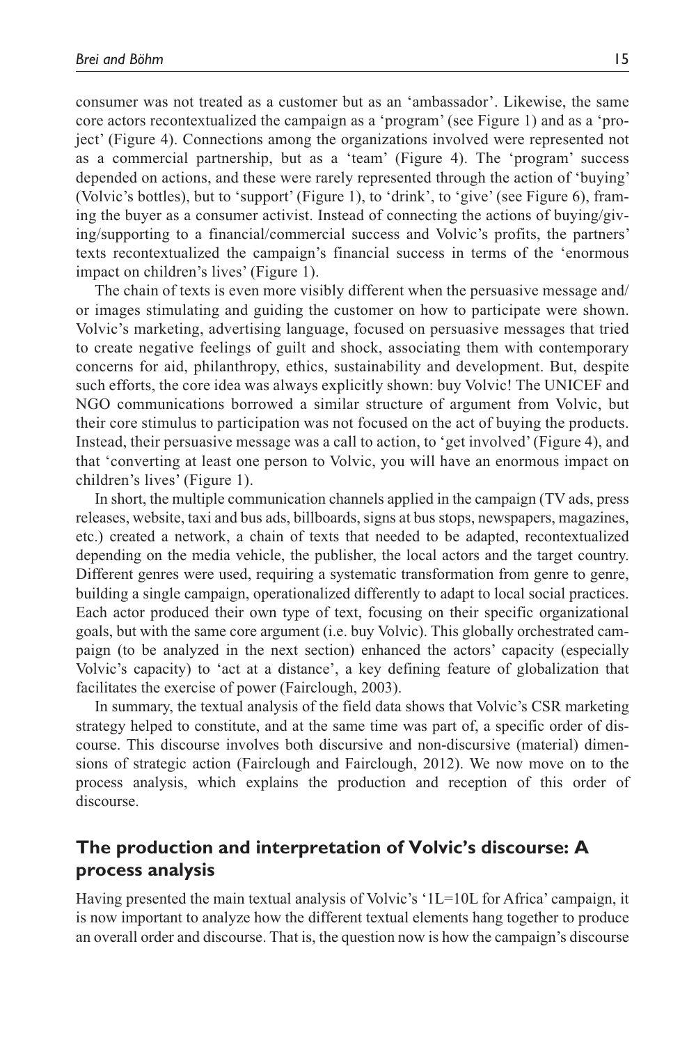consumer was not treated as a customer but as an 'ambassador'. Likewise, the same core actors recontextualized the campaign as a 'program' (see Figure 1) and as a 'project' (Figure 4). Connections among the organizations involved were represented not as a commercial partnership, but as a 'team' (Figure 4). The 'program' success depended on actions, and these were rarely represented through the action of 'buying' (Volvic's bottles), but to 'support' (Figure 1), to 'drink', to 'give' (see Figure 6), framing the buyer as a consumer activist. Instead of connecting the actions of buying/giving/supporting to a financial/commercial success and Volvic's profits, the partners' texts recontextualized the campaign's financial success in terms of the 'enormous impact on children's lives' (Figure 1).

The chain of texts is even more visibly different when the persuasive message and/or images stimulating and guiding the customer on how to participate were shown. Volvic's marketing, advertising language, focused on persuasive messages that tried to create negative feelings of guilt and shock, associating them with contemporary concerns for aid, philanthropy, ethics, sustainability and development. But, despite such efforts, the core idea was always explicitly shown: buy Volvic! The UNICEF and NGO communications borrowed a similar structure of argument from Volvic, but their core stimulus to participation was not focused on the act of buying the products. Instead, their persuasive message was a call to action, to 'get involved' (Figure 4), and that 'converting at least one person to Volvic, you will have an enormous impact on children's lives' (Figure 1).

In short, the multiple communication channels applied in the campaign (TV ads, press releases, website, taxi and bus ads, billboards, signs at bus stops, newspapers, magazines, etc.) created a network, a chain of texts that needed to be adapted, recontextualized depending on the media vehicle, the publisher, the local actors and the target country. Different genres were used, requiring a systematic transformation from genre to genre, building a single campaign, operationalized differently to adapt to local social practices. Each actor produced their own type of text, focusing on their specific organizational goals, but with the same core argument (i.e. buy Volvic). This globally orchestrated campaign (to be analyzed in the next section) enhanced the actors' capacity (especially Volvic's capacity) to 'act at a distance', a key defining feature of globalization that facilitates the exercise of power (Fairclough, 2003).

In summary, the textual analysis of the field data shows that Volvic's CSR marketing strategy helped to constitute, and at the same time was part of, a specific order of discourse. This discourse involves both discursive and non-discursive (material) dimensions of strategic action (Fairclough and Fairclough, 2012). We now move on to the process analysis, which explains the production and reception of this order of discourse.

## The production and interpretation of Volvic's discourse: A process analysis

Having presented the main textual analysis of Volvic's '1L=10L for Africa' campaign, it is now important to analyze how the different textual elements hang together to produce an overall order and discourse. That is, the question now is how the campaign's discourse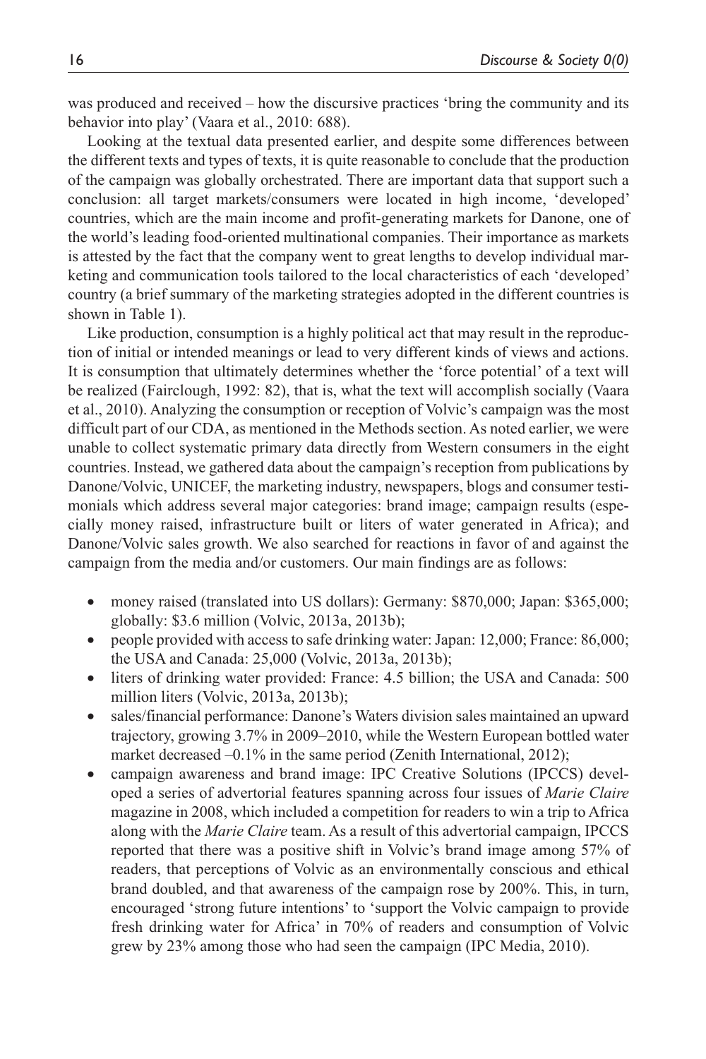was produced and received – how the discursive practices 'bring the community and its behavior into play' (Vaara et al., 2010: 688).

Looking at the textual data presented earlier, and despite some differences between the different texts and types of texts, it is quite reasonable to conclude that the production of the campaign was globally orchestrated. There are important data that support such a conclusion: all target markets/consumers were located in high income, 'developed' countries, which are the main income and profit-generating markets for Danone, one of the world's leading food-oriented multinational companies. Their importance as markets is attested by the fact that the company went to great lengths to develop individual marketing and communication tools tailored to the local characteristics of each 'developed' country (a brief summary of the marketing strategies adopted in the different countries is shown in Table 1).

Like production, consumption is a highly political act that may result in the reproduction of initial or intended meanings or lead to very different kinds of views and actions. It is consumption that ultimately determines whether the 'force potential' of a text will be realized (Fairclough, 1992: 82), that is, what the text will accomplish socially (Vaara et al., 2010). Analyzing the consumption or reception of Volvic's campaign was the most difficult part of our CDA, as mentioned in the Methods section. As noted earlier, we were unable to collect systematic primary data directly from Western consumers in the eight countries. Instead, we gathered data about the campaign's reception from publications by Danone/Volvic, UNICEF, the marketing industry, newspapers, blogs and consumer testimonials which address several major categories: brand image; campaign results (especially money raised, infrastructure built or liters of water generated in Africa); and Danone/Volvic sales growth. We also searched for reactions in favor of and against the campaign from the media and/or customers. Our main findings are as follows:

- money raised (translated into US dollars): Germany: $870,000; Japan: $365,000; globally: $3.6 million (Volvic, 2013a, 2013b);
- people provided with access to safe drinking water: Japan: 12,000; France: 86,000; the USA and Canada: 25,000 (Volvic, 2013a, 2013b);
- liters of drinking water provided: France: 4.5 billion; the USA and Canada: 500 million liters (Volvic, 2013a, 2013b);
- sales/financial performance: Danone's Waters division sales maintained an upward trajectory, growing 3.7% in 2009–2010, while the Western European bottled water market decreased –0.1% in the same period (Zenith International, 2012);
- campaign awareness and brand image: IPC Creative Solutions (IPCCS) developed a series of advertorial features spanning across four issues of *Marie Claire* magazine in 2008, which included a competition for readers to win a trip to Africa along with the *Marie Claire* team. As a result of this advertorial campaign, IPCCS reported that there was a positive shift in Volvic's brand image among 57% of readers, that perceptions of Volvic as an environmentally conscious and ethical brand doubled, and that awareness of the campaign rose by 200%. This, in turn, encouraged 'strong future intentions' to 'support the Volvic campaign to provide fresh drinking water for Africa' in 70% of readers and consumption of Volvic grew by 23% among those who had seen the campaign (IPC Media, 2010).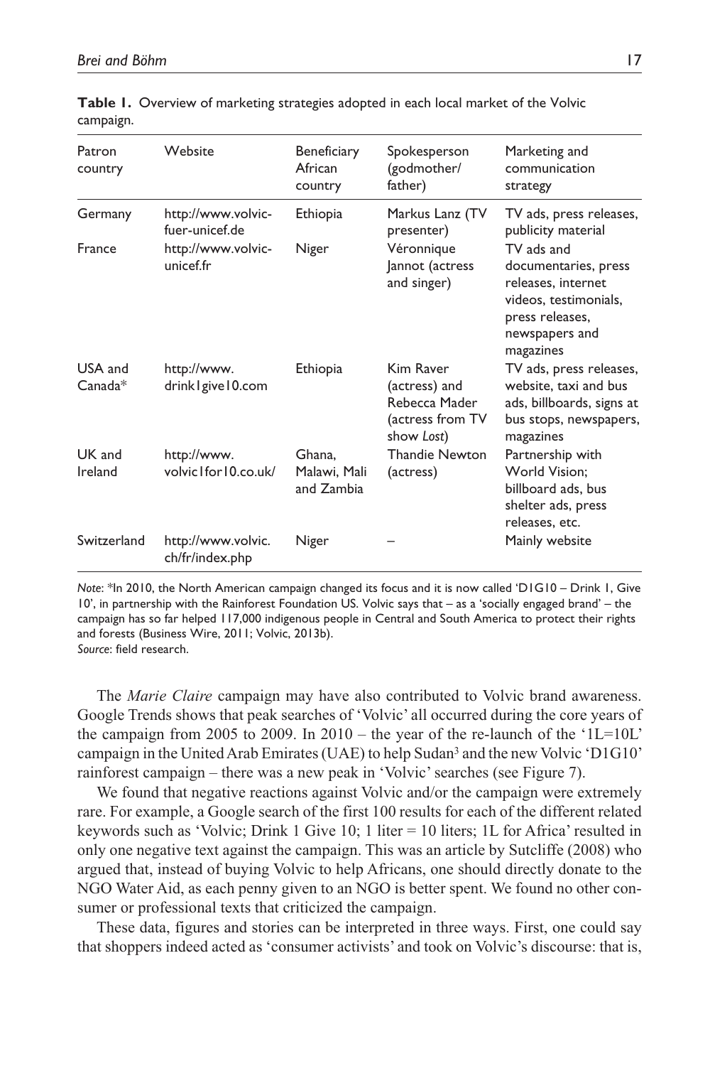**Table 1.** Overview of marketing strategies adopted in each local market of the Volvic campaign.

| Patron country | Website | Beneficiary African country | Spokesperson (godmother/father) | Marketing and communication strategy |
|---|---|---|---|---|
| Germany | http://www.volvic-fuer-unicef.de | Ethiopia | Markus Lanz (TV presenter) | TV ads, press releases, publicity material |
| France | http://www.volvic-unicef.fr | Niger | Véronnique Jannot (actress and singer) | TV ads and documentaries, press releases, internet videos, testimonials, press releases, newspapers and magazines |
| USA and Canada* | http://www.drink1give10.com | Ethiopia | Kim Raver (actress) and Rebecca Mader (actress from TV show *Lost*) | TV ads, press releases, website, taxi and bus ads, billboards, signs at bus stops, newspapers, magazines |
| UK and Ireland | http://www.volvic1for10.co.uk/ | Ghana, Malawi, Mali and Zambia | Thandie Newton (actress) | Partnership with World Vision; billboard ads, bus shelter ads, press releases, etc. |
| Switzerland | http://www.volvic.ch/fr/index.php | Niger | – | Mainly website |

*Note*: *In 2010, the North American campaign changed its focus and it is now called 'D1G10 – Drink 1, Give 10', in partnership with the Rainforest Foundation US. Volvic says that – as a 'socially engaged brand' – the campaign has so far helped 117,000 indigenous people in Central and South America to protect their rights and forests (Business Wire, 2011; Volvic, 2013b).
*Source*: field research.

The *Marie Claire* campaign may have also contributed to Volvic brand awareness. Google Trends shows that peak searches of 'Volvic' all occurred during the core years of the campaign from 2005 to 2009. In 2010 – the year of the re-launch of the '1L=10L' campaign in the United Arab Emirates (UAE) to help Sudan[3] and the new Volvic 'D1G10' rainforest campaign – there was a new peak in 'Volvic' searches (see Figure 7).

We found that negative reactions against Volvic and/or the campaign were extremely rare. For example, a Google search of the first 100 results for each of the different related keywords such as 'Volvic; Drink 1 Give 10; 1 liter = 10 liters; 1L for Africa' resulted in only one negative text against the campaign. This was an article by Sutcliffe (2008) who argued that, instead of buying Volvic to help Africans, one should directly donate to the NGO Water Aid, as each penny given to an NGO is better spent. We found no other consumer or professional texts that criticized the campaign.

These data, figures and stories can be interpreted in three ways. First, one could say that shoppers indeed acted as 'consumer activists' and took on Volvic's discourse: that is,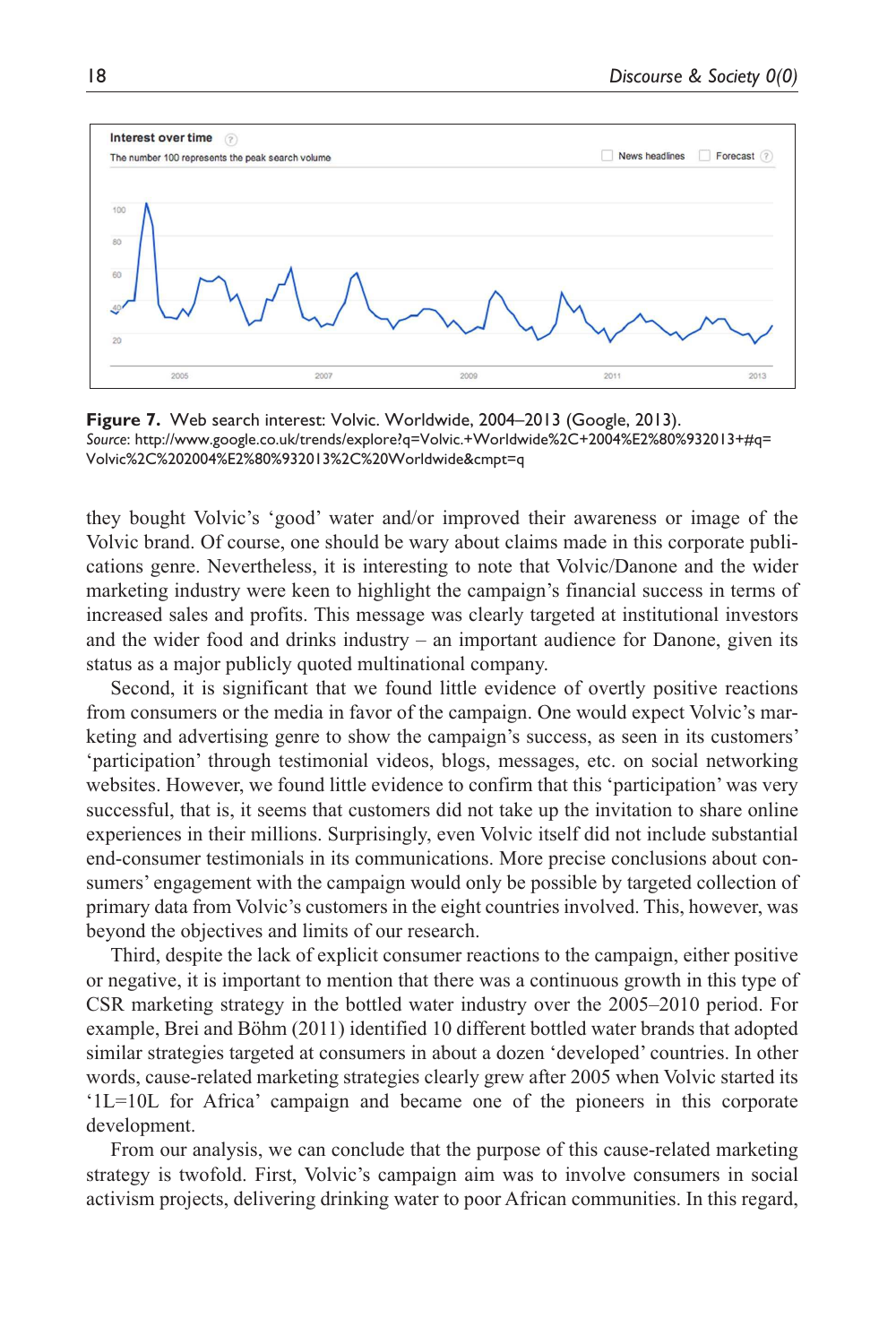Interest over time

The number 100 represents the peak search volume

News headlines

Forecast

100

80

60

40

20

2005

2007

2009

2011

2013

**Figure 7.** Web search interest: Volvic. Worldwide, 2004–2013 (Google, 2013).
*Source*: http://www.google.co.uk/trends/explore?q=Volvic.+Worldwide%2C+2004%E2%80%932013+#q=Volvic%2C%202004%E2%80%932013%2C%20Worldwide&cmpt=q

they bought Volvic's 'good' water and/or improved their awareness or image of the Volvic brand. Of course, one should be wary about claims made in this corporate publications genre. Nevertheless, it is interesting to note that Volvic/Danone and the wider marketing industry were keen to highlight the campaign's financial success in terms of increased sales and profits. This message was clearly targeted at institutional investors and the wider food and drinks industry – an important audience for Danone, given its status as a major publicly quoted multinational company.

Second, it is significant that we found little evidence of overtly positive reactions from consumers or the media in favor of the campaign. One would expect Volvic's marketing and advertising genre to show the campaign's success, as seen in its customers' 'participation' through testimonial videos, blogs, messages, etc. on social networking websites. However, we found little evidence to confirm that this 'participation' was very successful, that is, it seems that customers did not take up the invitation to share online experiences in their millions. Surprisingly, even Volvic itself did not include substantial end-consumer testimonials in its communications. More precise conclusions about consumers' engagement with the campaign would only be possible by targeted collection of primary data from Volvic's customers in the eight countries involved. This, however, was beyond the objectives and limits of our research.

Third, despite the lack of explicit consumer reactions to the campaign, either positive or negative, it is important to mention that there was a continuous growth in this type of CSR marketing strategy in the bottled water industry over the 2005–2010 period. For example, Brei and Böhm (2011) identified 10 different bottled water brands that adopted similar strategies targeted at consumers in about a dozen 'developed' countries. In other words, cause-related marketing strategies clearly grew after 2005 when Volvic started its '1L=10L for Africa' campaign and became one of the pioneers in this corporate development.

From our analysis, we can conclude that the purpose of this cause-related marketing strategy is twofold. First, Volvic's campaign aim was to involve consumers in social activism projects, delivering drinking water to poor African communities. In this regard,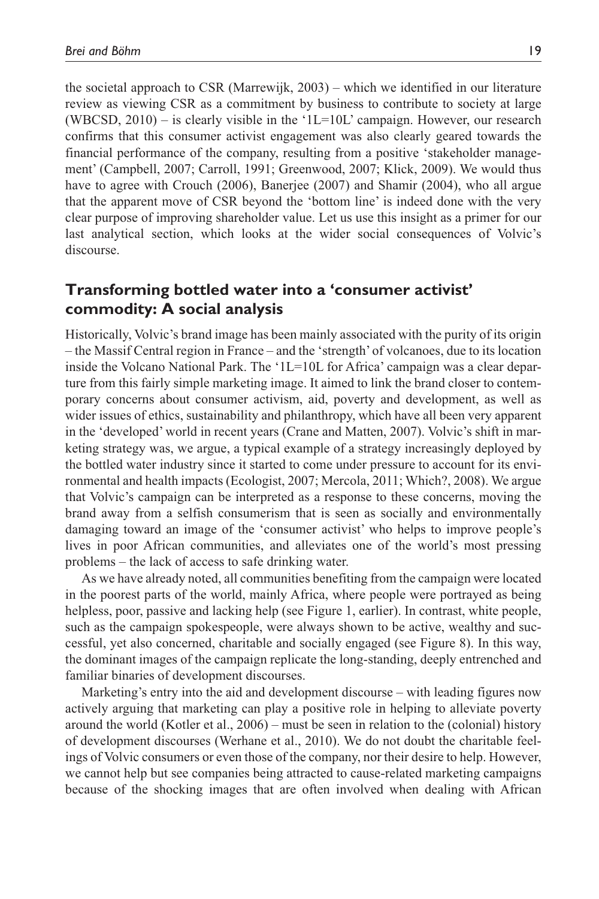the societal approach to CSR (Marrewijk, 2003) – which we identified in our literature review as viewing CSR as a commitment by business to contribute to society at large (WBCSD, 2010) – is clearly visible in the '1L=10L' campaign. However, our research confirms that this consumer activist engagement was also clearly geared towards the financial performance of the company, resulting from a positive 'stakeholder management' (Campbell, 2007; Carroll, 1991; Greenwood, 2007; Klick, 2009). We would thus have to agree with Crouch (2006), Banerjee (2007) and Shamir (2004), who all argue that the apparent move of CSR beyond the 'bottom line' is indeed done with the very clear purpose of improving shareholder value. Let us use this insight as a primer for our last analytical section, which looks at the wider social consequences of Volvic's discourse.

## Transforming bottled water into a 'consumer activist' commodity: A social analysis

Historically, Volvic's brand image has been mainly associated with the purity of its origin – the Massif Central region in France – and the 'strength' of volcanoes, due to its location inside the Volcano National Park. The '1L=10L for Africa' campaign was a clear departure from this fairly simple marketing image. It aimed to link the brand closer to contemporary concerns about consumer activism, aid, poverty and development, as well as wider issues of ethics, sustainability and philanthropy, which have all been very apparent in the 'developed' world in recent years (Crane and Matten, 2007). Volvic's shift in marketing strategy was, we argue, a typical example of a strategy increasingly deployed by the bottled water industry since it started to come under pressure to account for its environmental and health impacts (Ecologist, 2007; Mercola, 2011; Which?, 2008). We argue that Volvic's campaign can be interpreted as a response to these concerns, moving the brand away from a selfish consumerism that is seen as socially and environmentally damaging toward an image of the 'consumer activist' who helps to improve people's lives in poor African communities, and alleviates one of the world's most pressing problems – the lack of access to safe drinking water.

As we have already noted, all communities benefiting from the campaign were located in the poorest parts of the world, mainly Africa, where people were portrayed as being helpless, poor, passive and lacking help (see Figure 1, earlier). In contrast, white people, such as the campaign spokespeople, were always shown to be active, wealthy and successful, yet also concerned, charitable and socially engaged (see Figure 8). In this way, the dominant images of the campaign replicate the long-standing, deeply entrenched and familiar binaries of development discourses.

Marketing's entry into the aid and development discourse – with leading figures now actively arguing that marketing can play a positive role in helping to alleviate poverty around the world (Kotler et al., 2006) – must be seen in relation to the (colonial) history of development discourses (Werhane et al., 2010). We do not doubt the charitable feelings of Volvic consumers or even those of the company, nor their desire to help. However, we cannot help but see companies being attracted to cause-related marketing campaigns because of the shocking images that are often involved when dealing with African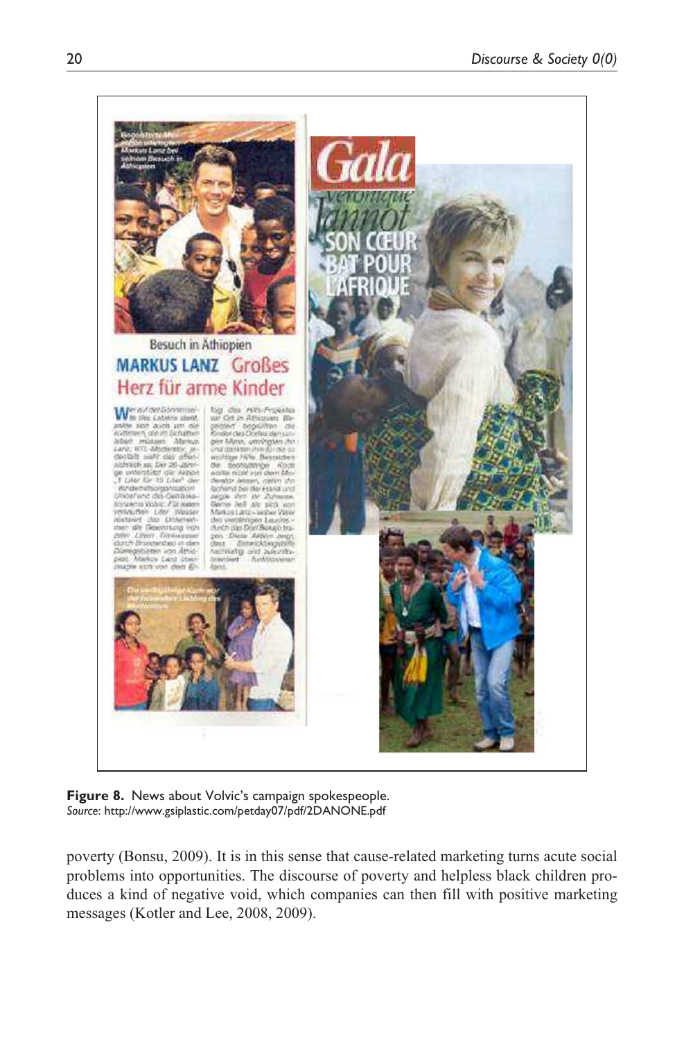**Figure 8.** News about Volvic's campaign spokespeople.
*Source*: http://www.gsiplastic.com/petday07/pdf/2DANONE.pdf

poverty (Bonsu, 2009). It is in this sense that cause-related marketing turns acute social problems into opportunities. The discourse of poverty and helpless black children produces a kind of negative void, which companies can then fill with positive marketing messages (Kotler and Lee, 2008, 2009).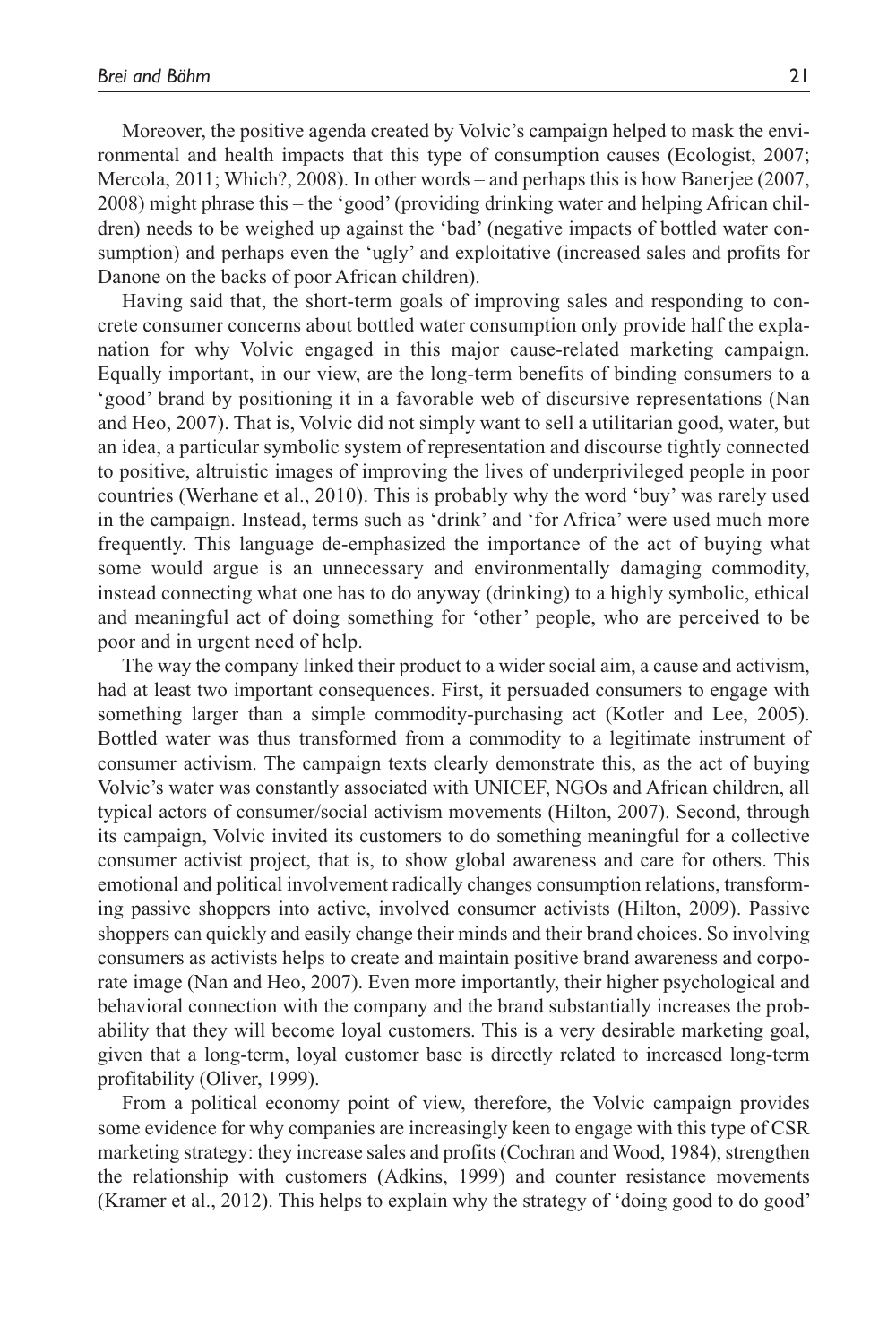Moreover, the positive agenda created by Volvic's campaign helped to mask the environmental and health impacts that this type of consumption causes (Ecologist, 2007; Mercola, 2011; Which?, 2008). In other words – and perhaps this is how Banerjee (2007, 2008) might phrase this – the 'good' (providing drinking water and helping African children) needs to be weighed up against the 'bad' (negative impacts of bottled water consumption) and perhaps even the 'ugly' and exploitative (increased sales and profits for Danone on the backs of poor African children).

Having said that, the short-term goals of improving sales and responding to concrete consumer concerns about bottled water consumption only provide half the explanation for why Volvic engaged in this major cause-related marketing campaign. Equally important, in our view, are the long-term benefits of binding consumers to a 'good' brand by positioning it in a favorable web of discursive representations (Nan and Heo, 2007). That is, Volvic did not simply want to sell a utilitarian good, water, but an idea, a particular symbolic system of representation and discourse tightly connected to positive, altruistic images of improving the lives of underprivileged people in poor countries (Werhane et al., 2010). This is probably why the word 'buy' was rarely used in the campaign. Instead, terms such as 'drink' and 'for Africa' were used much more frequently. This language de-emphasized the importance of the act of buying what some would argue is an unnecessary and environmentally damaging commodity, instead connecting what one has to do anyway (drinking) to a highly symbolic, ethical and meaningful act of doing something for 'other' people, who are perceived to be poor and in urgent need of help.

The way the company linked their product to a wider social aim, a cause and activism, had at least two important consequences. First, it persuaded consumers to engage with something larger than a simple commodity-purchasing act (Kotler and Lee, 2005). Bottled water was thus transformed from a commodity to a legitimate instrument of consumer activism. The campaign texts clearly demonstrate this, as the act of buying Volvic's water was constantly associated with UNICEF, NGOs and African children, all typical actors of consumer/social activism movements (Hilton, 2007). Second, through its campaign, Volvic invited its customers to do something meaningful for a collective consumer activist project, that is, to show global awareness and care for others. This emotional and political involvement radically changes consumption relations, transforming passive shoppers into active, involved consumer activists (Hilton, 2009). Passive shoppers can quickly and easily change their minds and their brand choices. So involving consumers as activists helps to create and maintain positive brand awareness and corporate image (Nan and Heo, 2007). Even more importantly, their higher psychological and behavioral connection with the company and the brand substantially increases the probability that they will become loyal customers. This is a very desirable marketing goal, given that a long-term, loyal customer base is directly related to increased long-term profitability (Oliver, 1999).

From a political economy point of view, therefore, the Volvic campaign provides some evidence for why companies are increasingly keen to engage with this type of CSR marketing strategy: they increase sales and profits (Cochran and Wood, 1984), strengthen the relationship with customers (Adkins, 1999) and counter resistance movements (Kramer et al., 2012). This helps to explain why the strategy of 'doing good to do good'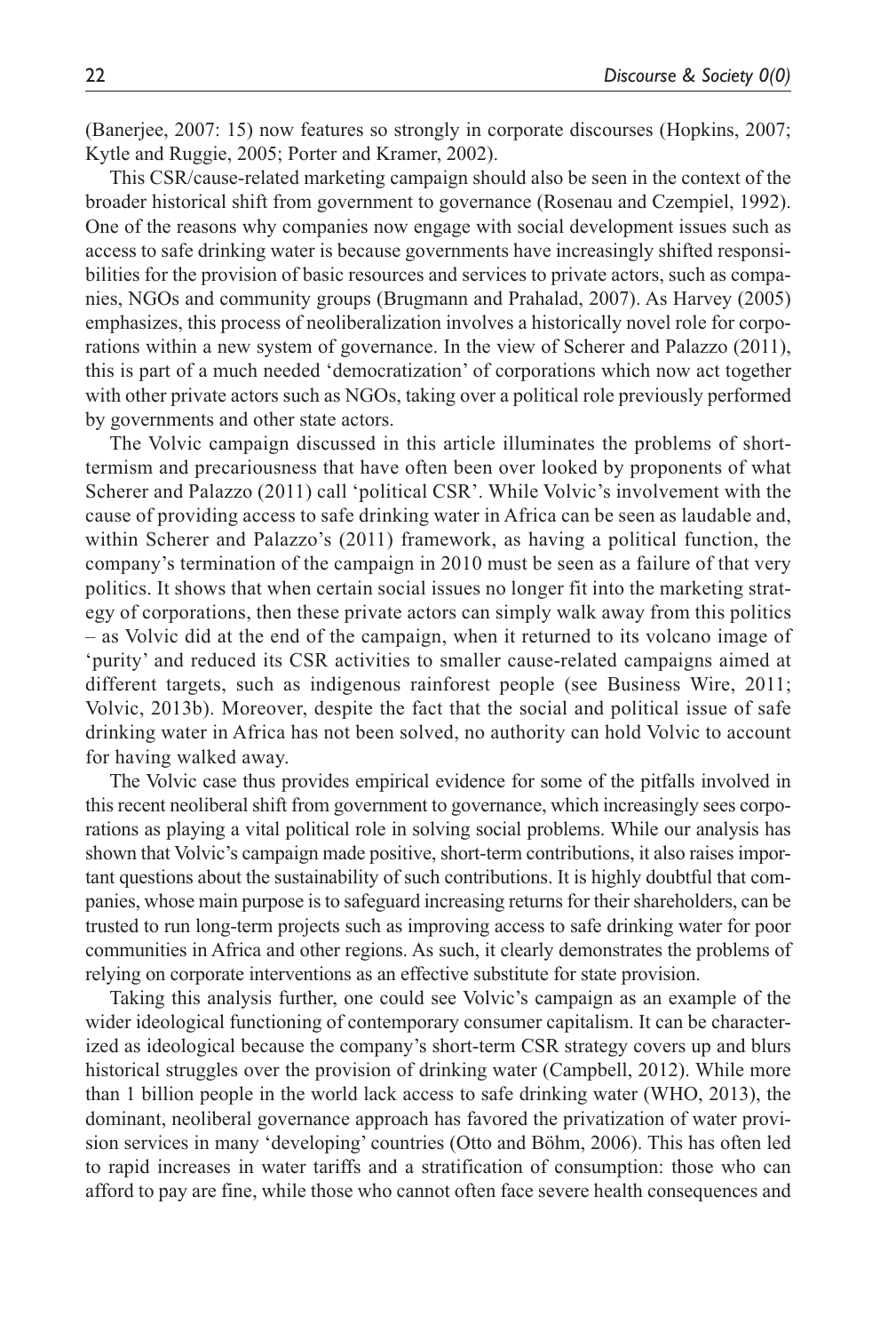(Banerjee, 2007: 15) now features so strongly in corporate discourses (Hopkins, 2007; Kytle and Ruggie, 2005; Porter and Kramer, 2002).

This CSR/cause-related marketing campaign should also be seen in the context of the broader historical shift from government to governance (Rosenau and Czempiel, 1992). One of the reasons why companies now engage with social development issues such as access to safe drinking water is because governments have increasingly shifted responsibilities for the provision of basic resources and services to private actors, such as companies, NGOs and community groups (Brugmann and Prahalad, 2007). As Harvey (2005) emphasizes, this process of neoliberalization involves a historically novel role for corporations within a new system of governance. In the view of Scherer and Palazzo (2011), this is part of a much needed 'democratization' of corporations which now act together with other private actors such as NGOs, taking over a political role previously performed by governments and other state actors.

The Volvic campaign discussed in this article illuminates the problems of short-termism and precariousness that have often been over looked by proponents of what Scherer and Palazzo (2011) call 'political CSR'. While Volvic's involvement with the cause of providing access to safe drinking water in Africa can be seen as laudable and, within Scherer and Palazzo's (2011) framework, as having a political function, the company's termination of the campaign in 2010 must be seen as a failure of that very politics. It shows that when certain social issues no longer fit into the marketing strategy of corporations, then these private actors can simply walk away from this politics – as Volvic did at the end of the campaign, when it returned to its volcano image of 'purity' and reduced its CSR activities to smaller cause-related campaigns aimed at different targets, such as indigenous rainforest people (see Business Wire, 2011; Volvic, 2013b). Moreover, despite the fact that the social and political issue of safe drinking water in Africa has not been solved, no authority can hold Volvic to account for having walked away.

The Volvic case thus provides empirical evidence for some of the pitfalls involved in this recent neoliberal shift from government to governance, which increasingly sees corporations as playing a vital political role in solving social problems. While our analysis has shown that Volvic's campaign made positive, short-term contributions, it also raises important questions about the sustainability of such contributions. It is highly doubtful that companies, whose main purpose is to safeguard increasing returns for their shareholders, can be trusted to run long-term projects such as improving access to safe drinking water for poor communities in Africa and other regions. As such, it clearly demonstrates the problems of relying on corporate interventions as an effective substitute for state provision.

Taking this analysis further, one could see Volvic's campaign as an example of the wider ideological functioning of contemporary consumer capitalism. It can be characterized as ideological because the company's short-term CSR strategy covers up and blurs historical struggles over the provision of drinking water (Campbell, 2012). While more than 1 billion people in the world lack access to safe drinking water (WHO, 2013), the dominant, neoliberal governance approach has favored the privatization of water provision services in many 'developing' countries (Otto and Böhm, 2006). This has often led to rapid increases in water tariffs and a stratification of consumption: those who can afford to pay are fine, while those who cannot often face severe health consequences and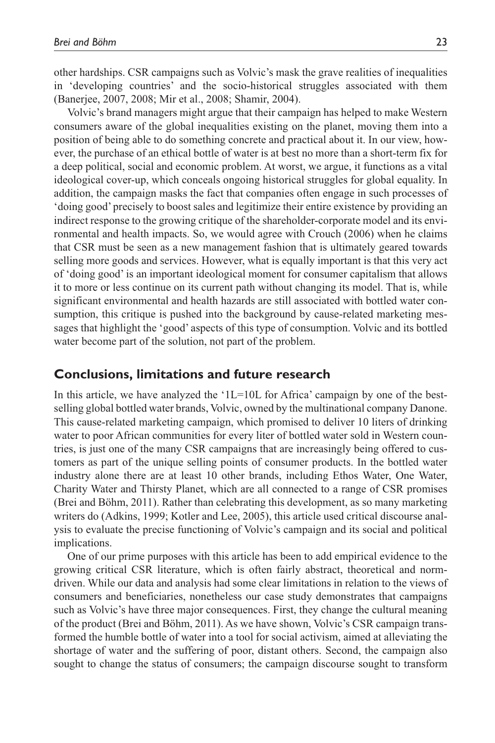other hardships. CSR campaigns such as Volvic's mask the grave realities of inequalities in 'developing countries' and the socio-historical struggles associated with them (Banerjee, 2007, 2008; Mir et al., 2008; Shamir, 2004).

Volvic's brand managers might argue that their campaign has helped to make Western consumers aware of the global inequalities existing on the planet, moving them into a position of being able to do something concrete and practical about it. In our view, however, the purchase of an ethical bottle of water is at best no more than a short-term fix for a deep political, social and economic problem. At worst, we argue, it functions as a vital ideological cover-up, which conceals ongoing historical struggles for global equality. In addition, the campaign masks the fact that companies often engage in such processes of 'doing good' precisely to boost sales and legitimize their entire existence by providing an indirect response to the growing critique of the shareholder-corporate model and its environmental and health impacts. So, we would agree with Crouch (2006) when he claims that CSR must be seen as a new management fashion that is ultimately geared towards selling more goods and services. However, what is equally important is that this very act of 'doing good' is an important ideological moment for consumer capitalism that allows it to more or less continue on its current path without changing its model. That is, while significant environmental and health hazards are still associated with bottled water consumption, this critique is pushed into the background by cause-related marketing messages that highlight the 'good' aspects of this type of consumption. Volvic and its bottled water become part of the solution, not part of the problem.

## Conclusions, limitations and future research

In this article, we have analyzed the '1L=10L for Africa' campaign by one of the best-selling global bottled water brands, Volvic, owned by the multinational company Danone. This cause-related marketing campaign, which promised to deliver 10 liters of drinking water to poor African communities for every liter of bottled water sold in Western countries, is just one of the many CSR campaigns that are increasingly being offered to customers as part of the unique selling points of consumer products. In the bottled water industry alone there are at least 10 other brands, including Ethos Water, One Water, Charity Water and Thirsty Planet, which are all connected to a range of CSR promises (Brei and Böhm, 2011). Rather than celebrating this development, as so many marketing writers do (Adkins, 1999; Kotler and Lee, 2005), this article used critical discourse analysis to evaluate the precise functioning of Volvic's campaign and its social and political implications.

One of our prime purposes with this article has been to add empirical evidence to the growing critical CSR literature, which is often fairly abstract, theoretical and norm-driven. While our data and analysis had some clear limitations in relation to the views of consumers and beneficiaries, nonetheless our case study demonstrates that campaigns such as Volvic's have three major consequences. First, they change the cultural meaning of the product (Brei and Böhm, 2011). As we have shown, Volvic's CSR campaign transformed the humble bottle of water into a tool for social activism, aimed at alleviating the shortage of water and the suffering of poor, distant others. Second, the campaign also sought to change the status of consumers; the campaign discourse sought to transform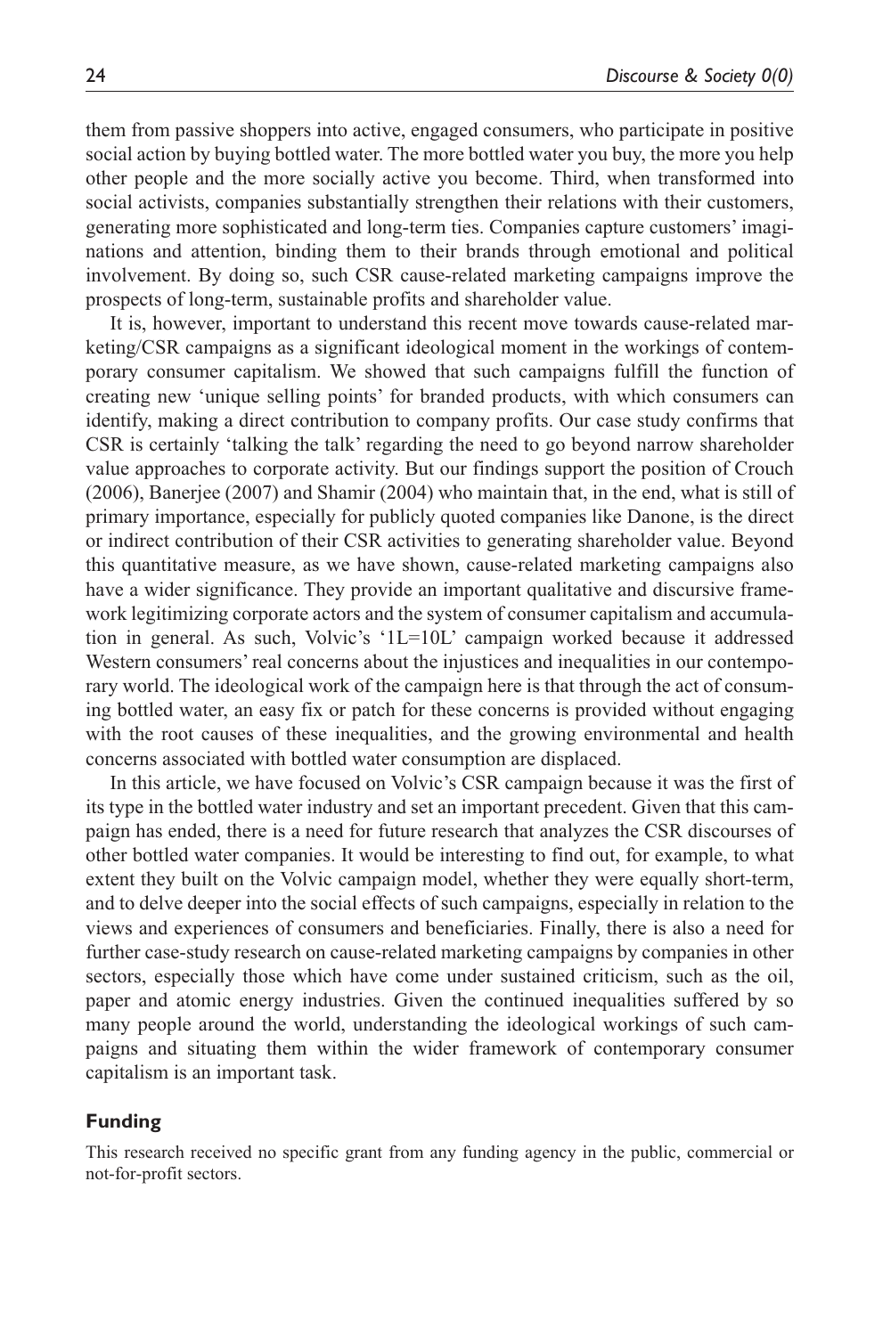them from passive shoppers into active, engaged consumers, who participate in positive social action by buying bottled water. The more bottled water you buy, the more you help other people and the more socially active you become. Third, when transformed into social activists, companies substantially strengthen their relations with their customers, generating more sophisticated and long-term ties. Companies capture customers' imaginations and attention, binding them to their brands through emotional and political involvement. By doing so, such CSR cause-related marketing campaigns improve the prospects of long-term, sustainable profits and shareholder value.

It is, however, important to understand this recent move towards cause-related marketing/CSR campaigns as a significant ideological moment in the workings of contemporary consumer capitalism. We showed that such campaigns fulfill the function of creating new 'unique selling points' for branded products, with which consumers can identify, making a direct contribution to company profits. Our case study confirms that CSR is certainly 'talking the talk' regarding the need to go beyond narrow shareholder value approaches to corporate activity. But our findings support the position of Crouch (2006), Banerjee (2007) and Shamir (2004) who maintain that, in the end, what is still of primary importance, especially for publicly quoted companies like Danone, is the direct or indirect contribution of their CSR activities to generating shareholder value. Beyond this quantitative measure, as we have shown, cause-related marketing campaigns also have a wider significance. They provide an important qualitative and discursive framework legitimizing corporate actors and the system of consumer capitalism and accumulation in general. As such, Volvic's '1L=10L' campaign worked because it addressed Western consumers' real concerns about the injustices and inequalities in our contemporary world. The ideological work of the campaign here is that through the act of consuming bottled water, an easy fix or patch for these concerns is provided without engaging with the root causes of these inequalities, and the growing environmental and health concerns associated with bottled water consumption are displaced.

In this article, we have focused on Volvic's CSR campaign because it was the first of its type in the bottled water industry and set an important precedent. Given that this campaign has ended, there is a need for future research that analyzes the CSR discourses of other bottled water companies. It would be interesting to find out, for example, to what extent they built on the Volvic campaign model, whether they were equally short-term, and to delve deeper into the social effects of such campaigns, especially in relation to the views and experiences of consumers and beneficiaries. Finally, there is also a need for further case-study research on cause-related marketing campaigns by companies in other sectors, especially those which have come under sustained criticism, such as the oil, paper and atomic energy industries. Given the continued inequalities suffered by so many people around the world, understanding the ideological workings of such campaigns and situating them within the wider framework of contemporary consumer capitalism is an important task.

## Funding

This research received no specific grant from any funding agency in the public, commercial or not-for-profit sectors.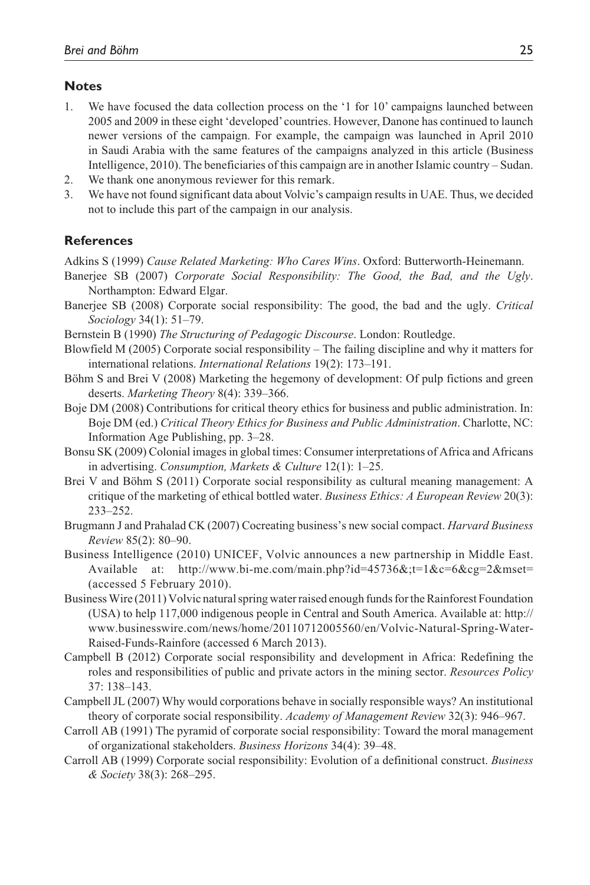## Notes

1. We have focused the data collection process on the '1 for 10' campaigns launched between 2005 and 2009 in these eight 'developed' countries. However, Danone has continued to launch newer versions of the campaign. For example, the campaign was launched in April 2010 in Saudi Arabia with the same features of the campaigns analyzed in this article (Business Intelligence, 2010). The beneficiaries of this campaign are in another Islamic country – Sudan.
2. We thank one anonymous reviewer for this remark.
3. We have not found significant data about Volvic's campaign results in UAE. Thus, we decided not to include this part of the campaign in our analysis.

## References

Adkins S (1999) *Cause Related Marketing: Who Cares Wins*. Oxford: Butterworth-Heinemann.

Banerjee SB (2007) *Corporate Social Responsibility: The Good, the Bad, and the Ugly*. Northampton: Edward Elgar.

Banerjee SB (2008) Corporate social responsibility: The good, the bad and the ugly. *Critical Sociology* 34(1): 51–79.

Bernstein B (1990) *The Structuring of Pedagogic Discourse*. London: Routledge.

Blowfield M (2005) Corporate social responsibility – The failing discipline and why it matters for international relations. *International Relations* 19(2): 173–191.

Böhm S and Brei V (2008) Marketing the hegemony of development: Of pulp fictions and green deserts. *Marketing Theory* 8(4): 339–366.

Boje DM (2008) Contributions for critical theory ethics for business and public administration. In: Boje DM (ed.) *Critical Theory Ethics for Business and Public Administration*. Charlotte, NC: Information Age Publishing, pp. 3–28.

Bonsu SK (2009) Colonial images in global times: Consumer interpretations of Africa and Africans in advertising. *Consumption, Markets & Culture* 12(1): 1–25.

Brei V and Böhm S (2011) Corporate social responsibility as cultural meaning management: A critique of the marketing of ethical bottled water. *Business Ethics: A European Review* 20(3): 233–252.

Brugmann J and Prahalad CK (2007) Cocreating business's new social compact. *Harvard Business Review* 85(2): 80–90.

Business Intelligence (2010) UNICEF, Volvic announces a new partnership in Middle East. Available at: http://www.bi-me.com/main.php?id=45736&;t=1&c=6&cg=2&mset= (accessed 5 February 2010).

Business Wire (2011) Volvic natural spring water raised enough funds for the Rainforest Foundation (USA) to help 117,000 indigenous people in Central and South America. Available at: http://www.businesswire.com/news/home/20110712005560/en/Volvic-Natural-Spring-Water-Raised-Funds-Rainfore (accessed 6 March 2013).

Campbell B (2012) Corporate social responsibility and development in Africa: Redefining the roles and responsibilities of public and private actors in the mining sector. *Resources Policy* 37: 138–143.

Campbell JL (2007) Why would corporations behave in socially responsible ways? An institutional theory of corporate social responsibility. *Academy of Management Review* 32(3): 946–967.

Carroll AB (1991) The pyramid of corporate social responsibility: Toward the moral management of organizational stakeholders. *Business Horizons* 34(4): 39–48.

Carroll AB (1999) Corporate social responsibility: Evolution of a definitional construct. *Business & Society* 38(3): 268–295.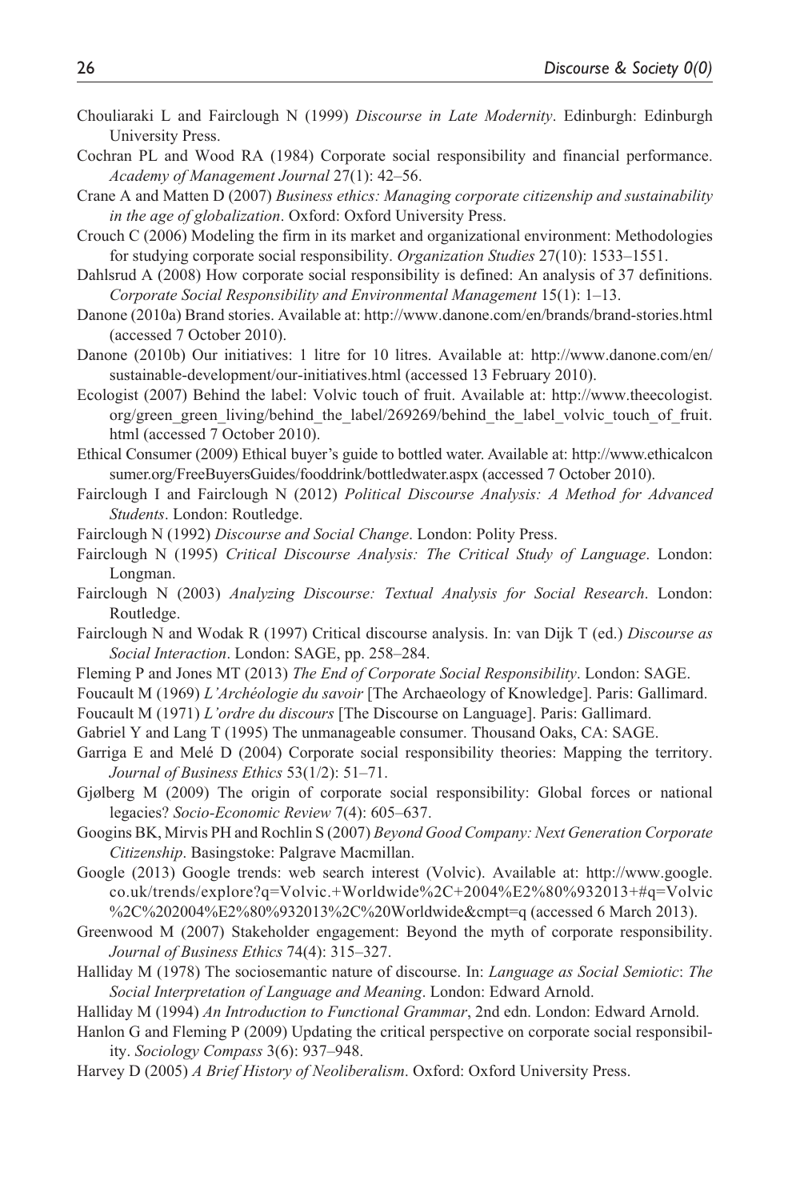Chouliaraki L and Fairclough N (1999) *Discourse in Late Modernity*. Edinburgh: Edinburgh University Press.

Cochran PL and Wood RA (1984) Corporate social responsibility and financial performance. *Academy of Management Journal* 27(1): 42–56.

Crane A and Matten D (2007) *Business ethics: Managing corporate citizenship and sustainability in the age of globalization*. Oxford: Oxford University Press.

Crouch C (2006) Modeling the firm in its market and organizational environment: Methodologies for studying corporate social responsibility. *Organization Studies* 27(10): 1533–1551.

Dahlsrud A (2008) How corporate social responsibility is defined: An analysis of 37 definitions. *Corporate Social Responsibility and Environmental Management* 15(1): 1–13.

Danone (2010a) Brand stories. Available at: http://www.danone.com/en/brands/brand-stories.html (accessed 7 October 2010).

Danone (2010b) Our initiatives: 1 litre for 10 litres. Available at: http://www.danone.com/en/sustainable-development/our-initiatives.html (accessed 13 February 2010).

Ecologist (2007) Behind the label: Volvic touch of fruit. Available at: http://www.theecologist.org/green_green_living/behind_the_label/269269/behind_the_label_volvic_touch_of_fruit.html (accessed 7 October 2010).

Ethical Consumer (2009) Ethical buyer's guide to bottled water. Available at: http://www.ethicalconsumer.org/FreeBuyersGuides/fooddrink/bottledwater.aspx (accessed 7 October 2010).

Fairclough I and Fairclough N (2012) *Political Discourse Analysis: A Method for Advanced Students*. London: Routledge.

Fairclough N (1992) *Discourse and Social Change*. London: Polity Press.

Fairclough N (1995) *Critical Discourse Analysis: The Critical Study of Language*. London: Longman.

Fairclough N (2003) *Analyzing Discourse: Textual Analysis for Social Research*. London: Routledge.

Fairclough N and Wodak R (1997) Critical discourse analysis. In: van Dijk T (ed.) *Discourse as Social Interaction*. London: SAGE, pp. 258–284.

Fleming P and Jones MT (2013) *The End of Corporate Social Responsibility*. London: SAGE.

Foucault M (1969) *L'Archéologie du savoir* [The Archaeology of Knowledge]. Paris: Gallimard.

Foucault M (1971) *L'ordre du discours* [The Discourse on Language]. Paris: Gallimard.

Gabriel Y and Lang T (1995) The unmanageable consumer. Thousand Oaks, CA: SAGE.

Garriga E and Melé D (2004) Corporate social responsibility theories: Mapping the territory. *Journal of Business Ethics* 53(1/2): 51–71.

Gjølberg M (2009) The origin of corporate social responsibility: Global forces or national legacies? *Socio-Economic Review* 7(4): 605–637.

Googins BK, Mirvis PH and Rochlin S (2007) *Beyond Good Company: Next Generation Corporate Citizenship*. Basingstoke: Palgrave Macmillan.

Google (2013) Google trends: web search interest (Volvic). Available at: http://www.google.co.uk/trends/explore?q=Volvic.+Worldwide%2C+2004%E2%80%932013+#q=Volvic%2C%202004%E2%80%932013%2C%20Worldwide&cmpt=q (accessed 6 March 2013).

Greenwood M (2007) Stakeholder engagement: Beyond the myth of corporate responsibility. *Journal of Business Ethics* 74(4): 315–327.

Halliday M (1978) The sociosemantic nature of discourse. In: *Language as Social Semiotic*: *The Social Interpretation of Language and Meaning*. London: Edward Arnold.

Halliday M (1994) *An Introduction to Functional Grammar*, 2nd edn. London: Edward Arnold.

Hanlon G and Fleming P (2009) Updating the critical perspective on corporate social responsibility. *Sociology Compass* 3(6): 937–948.

Harvey D (2005) *A Brief History of Neoliberalism*. Oxford: Oxford University Press.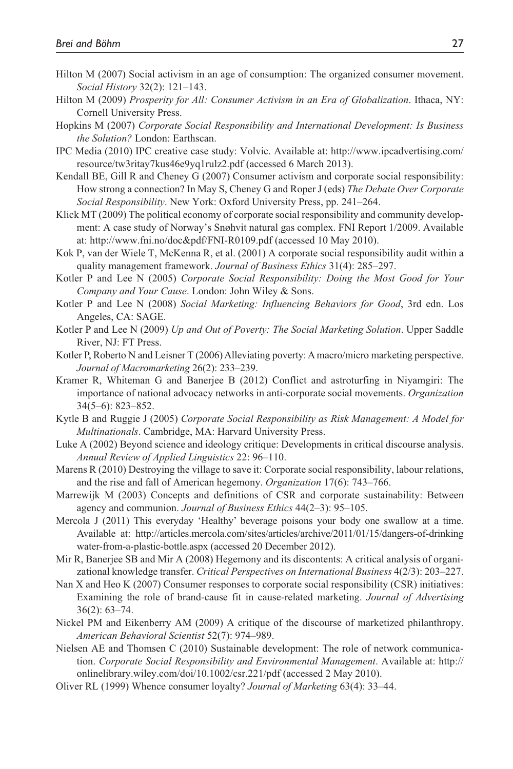Hilton M (2007) Social activism in an age of consumption: The organized consumer movement. *Social History* 32(2): 121–143.

Hilton M (2009) *Prosperity for All: Consumer Activism in an Era of Globalization*. Ithaca, NY: Cornell University Press.

Hopkins M (2007) *Corporate Social Responsibility and International Development: Is Business the Solution?* London: Earthscan.

IPC Media (2010) IPC creative case study: Volvic. Available at: http://www.ipcadvertising.com/resource/tw3ritay7kus46e9yq1rulz2.pdf (accessed 6 March 2013).

Kendall BE, Gill R and Cheney G (2007) Consumer activism and corporate social responsibility: How strong a connection? In May S, Cheney G and Roper J (eds) *The Debate Over Corporate Social Responsibility*. New York: Oxford University Press, pp. 241–264.

Klick MT (2009) The political economy of corporate social responsibility and community development: A case study of Norway's Snøhvit natural gas complex. FNI Report 1/2009. Available at: http://www.fni.no/doc&pdf/FNI-R0109.pdf (accessed 10 May 2010).

Kok P, van der Wiele T, McKenna R, et al. (2001) A corporate social responsibility audit within a quality management framework. *Journal of Business Ethics* 31(4): 285–297.

Kotler P and Lee N (2005) *Corporate Social Responsibility: Doing the Most Good for Your Company and Your Cause*. London: John Wiley & Sons.

Kotler P and Lee N (2008) *Social Marketing: Influencing Behaviors for Good*, 3rd edn. Los Angeles, CA: SAGE.

Kotler P and Lee N (2009) *Up and Out of Poverty: The Social Marketing Solution*. Upper Saddle River, NJ: FT Press.

Kotler P, Roberto N and Leisner T (2006) Alleviating poverty: A macro/micro marketing perspective. *Journal of Macromarketing* 26(2): 233–239.

Kramer R, Whiteman G and Banerjee B (2012) Conflict and astroturfing in Niyamgiri: The importance of national advocacy networks in anti-corporate social movements. *Organization* 34(5–6): 823–852.

Kytle B and Ruggie J (2005) *Corporate Social Responsibility as Risk Management: A Model for Multinationals*. Cambridge, MA: Harvard University Press.

Luke A (2002) Beyond science and ideology critique: Developments in critical discourse analysis. *Annual Review of Applied Linguistics* 22: 96–110.

Marens R (2010) Destroying the village to save it: Corporate social responsibility, labour relations, and the rise and fall of American hegemony. *Organization* 17(6): 743–766.

Marrewijk M (2003) Concepts and definitions of CSR and corporate sustainability: Between agency and communion. *Journal of Business Ethics* 44(2–3): 95–105.

Mercola J (2011) This everyday 'Healthy' beverage poisons your body one swallow at a time. Available at: http://articles.mercola.com/sites/articles/archive/2011/01/15/dangers-of-drinking water-from-a-plastic-bottle.aspx (accessed 20 December 2012).

Mir R, Banerjee SB and Mir A (2008) Hegemony and its discontents: A critical analysis of organizational knowledge transfer. *Critical Perspectives on International Business* 4(2/3): 203–227.

Nan X and Heo K (2007) Consumer responses to corporate social responsibility (CSR) initiatives: Examining the role of brand-cause fit in cause-related marketing. *Journal of Advertising* 36(2): 63–74.

Nickel PM and Eikenberry AM (2009) A critique of the discourse of marketized philanthropy. *American Behavioral Scientist* 52(7): 974–989.

Nielsen AE and Thomsen C (2010) Sustainable development: The role of network communication. *Corporate Social Responsibility and Environmental Management*. Available at: http://onlinelibrary.wiley.com/doi/10.1002/csr.221/pdf (accessed 2 May 2010).

Oliver RL (1999) Whence consumer loyalty? *Journal of Marketing* 63(4): 33–44.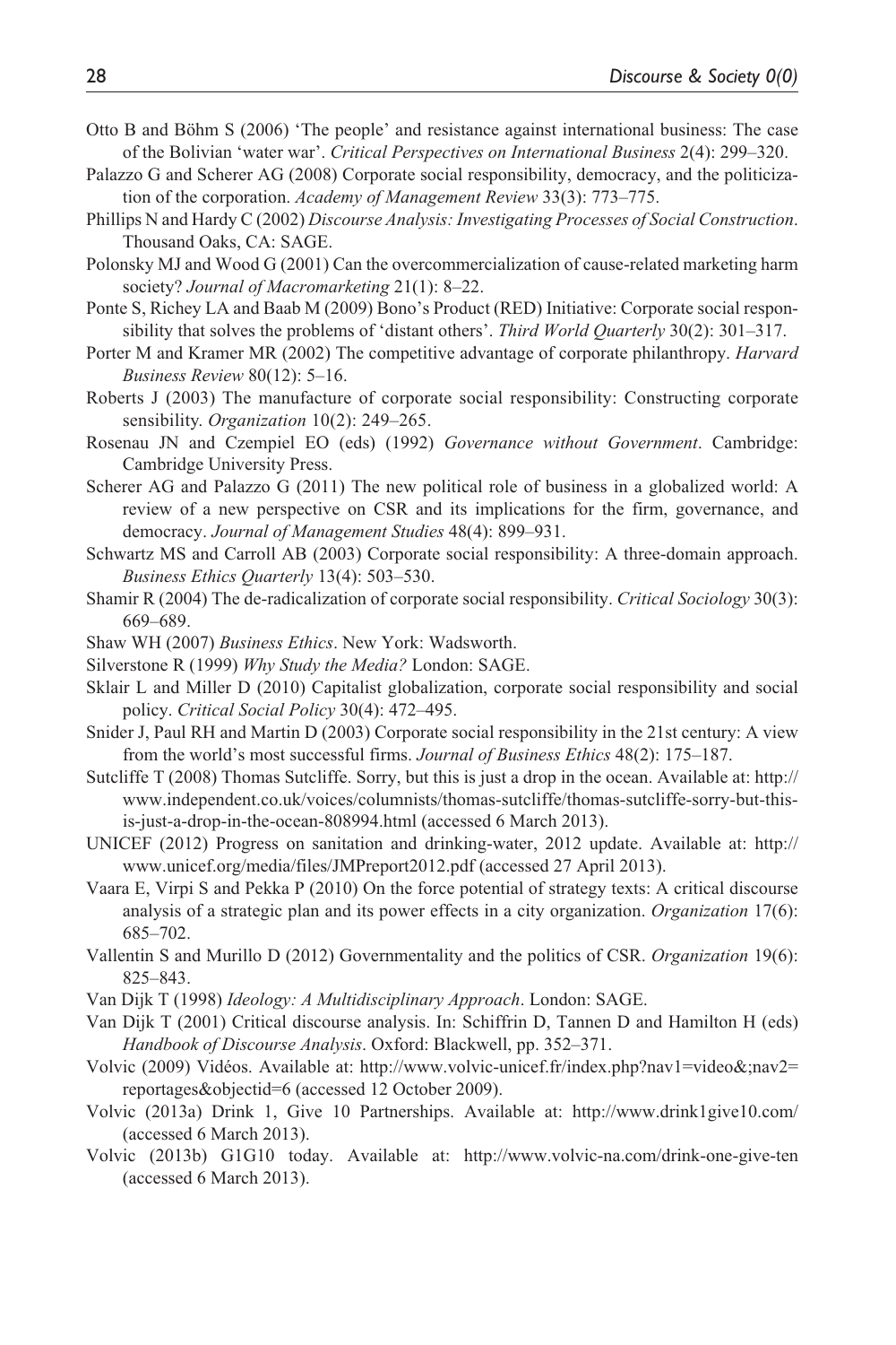Otto B and Böhm S (2006) 'The people' and resistance against international business: The case of the Bolivian 'water war'. *Critical Perspectives on International Business* 2(4): 299–320.

Palazzo G and Scherer AG (2008) Corporate social responsibility, democracy, and the politicization of the corporation. *Academy of Management Review* 33(3): 773–775.

Phillips N and Hardy C (2002) *Discourse Analysis: Investigating Processes of Social Construction*. Thousand Oaks, CA: SAGE.

Polonsky MJ and Wood G (2001) Can the overcommercialization of cause-related marketing harm society? *Journal of Macromarketing* 21(1): 8–22.

Ponte S, Richey LA and Baab M (2009) Bono's Product (RED) Initiative: Corporate social responsibility that solves the problems of 'distant others'. *Third World Quarterly* 30(2): 301–317.

Porter M and Kramer MR (2002) The competitive advantage of corporate philanthropy. *Harvard Business Review* 80(12): 5–16.

Roberts J (2003) The manufacture of corporate social responsibility: Constructing corporate sensibility. *Organization* 10(2): 249–265.

Rosenau JN and Czempiel EO (eds) (1992) *Governance without Government*. Cambridge: Cambridge University Press.

Scherer AG and Palazzo G (2011) The new political role of business in a globalized world: A review of a new perspective on CSR and its implications for the firm, governance, and democracy. *Journal of Management Studies* 48(4): 899–931.

Schwartz MS and Carroll AB (2003) Corporate social responsibility: A three-domain approach. *Business Ethics Quarterly* 13(4): 503–530.

Shamir R (2004) The de-radicalization of corporate social responsibility. *Critical Sociology* 30(3): 669–689.

Shaw WH (2007) *Business Ethics*. New York: Wadsworth.

Silverstone R (1999) *Why Study the Media?* London: SAGE.

Sklair L and Miller D (2010) Capitalist globalization, corporate social responsibility and social policy. *Critical Social Policy* 30(4): 472–495.

Snider J, Paul RH and Martin D (2003) Corporate social responsibility in the 21st century: A view from the world's most successful firms. *Journal of Business Ethics* 48(2): 175–187.

Sutcliffe T (2008) Thomas Sutcliffe. Sorry, but this is just a drop in the ocean. Available at: http://www.independent.co.uk/voices/columnists/thomas-sutcliffe/thomas-sutcliffe-sorry-but-this-is-just-a-drop-in-the-ocean-808994.html (accessed 6 March 2013).

UNICEF (2012) Progress on sanitation and drinking-water, 2012 update. Available at: http://www.unicef.org/media/files/JMPreport2012.pdf (accessed 27 April 2013).

Vaara E, Virpi S and Pekka P (2010) On the force potential of strategy texts: A critical discourse analysis of a strategic plan and its power effects in a city organization. *Organization* 17(6): 685–702.

Vallentin S and Murillo D (2012) Governmentality and the politics of CSR. *Organization* 19(6): 825–843.

Van Dijk T (1998) *Ideology: A Multidisciplinary Approach*. London: SAGE.

Van Dijk T (2001) Critical discourse analysis. In: Schiffrin D, Tannen D and Hamilton H (eds) *Handbook of Discourse Analysis*. Oxford: Blackwell, pp. 352–371.

Volvic (2009) Vidéos. Available at: http://www.volvic-unicef.fr/index.php?nav1=video&;nav2=reportages&objectid=6 (accessed 12 October 2009).

Volvic (2013a) Drink 1, Give 10 Partnerships. Available at: http://www.drink1give10.com/ (accessed 6 March 2013).

Volvic (2013b) G1G10 today. Available at: http://www.volvic-na.com/drink-one-give-ten (accessed 6 March 2013).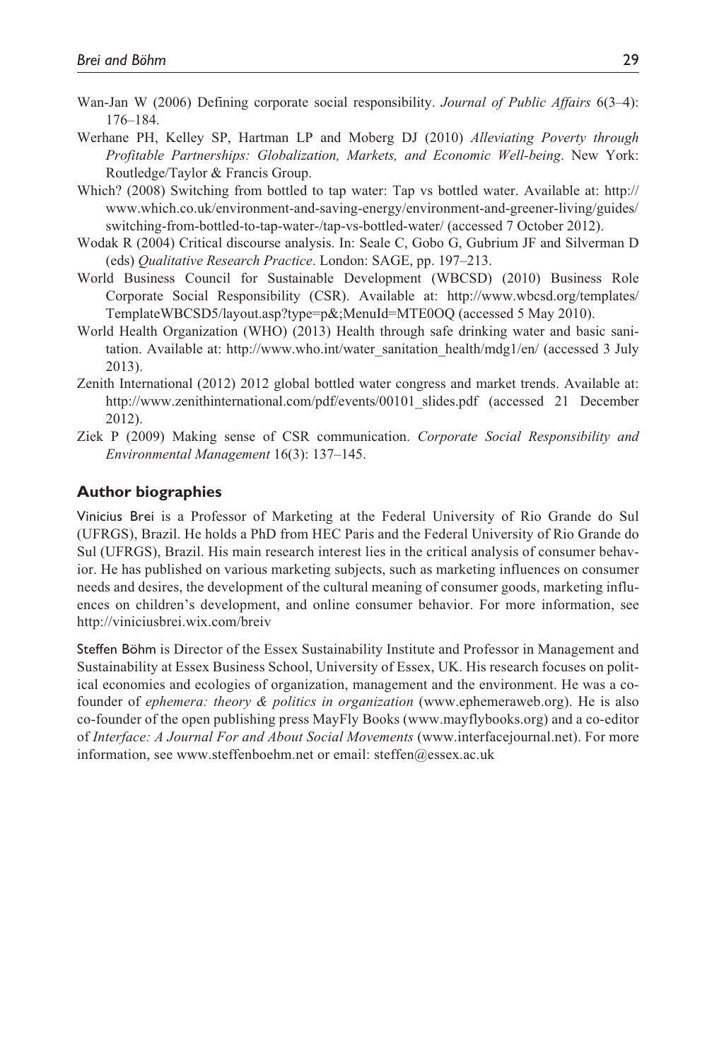Wan-Jan W (2006) Defining corporate social responsibility. *Journal of Public Affairs* 6(3–4): 176–184.

Werhane PH, Kelley SP, Hartman LP and Moberg DJ (2010) *Alleviating Poverty through Profitable Partnerships: Globalization, Markets, and Economic Well-being*. New York: Routledge/Taylor & Francis Group.

Which? (2008) Switching from bottled to tap water: Tap vs bottled water. Available at: http://www.which.co.uk/environment-and-saving-energy/environment-and-greener-living/guides/switching-from-bottled-to-tap-water-/tap-vs-bottled-water/ (accessed 7 October 2012).

Wodak R (2004) Critical discourse analysis. In: Seale C, Gobo G, Gubrium JF and Silverman D (eds) *Qualitative Research Practice*. London: SAGE, pp. 197–213.

World Business Council for Sustainable Development (WBCSD) (2010) Business Role Corporate Social Responsibility (CSR). Available at: http://www.wbcsd.org/templates/TemplateWBCSD5/layout.asp?type=p&;MenuId=MTE0OQ (accessed 5 May 2010).

World Health Organization (WHO) (2013) Health through safe drinking water and basic sanitation. Available at: http://www.who.int/water_sanitation_health/mdg1/en/ (accessed 3 July 2013).

Zenith International (2012) 2012 global bottled water congress and market trends. Available at: http://www.zenithinternational.com/pdf/events/00101_slides.pdf (accessed 21 December 2012).

Ziek P (2009) Making sense of CSR communication. *Corporate Social Responsibility and Environmental Management* 16(3): 137–145.

## Author biographies

Vinicius Brei is a Professor of Marketing at the Federal University of Rio Grande do Sul (UFRGS), Brazil. He holds a PhD from HEC Paris and the Federal University of Rio Grande do Sul (UFRGS), Brazil. His main research interest lies in the critical analysis of consumer behavior. He has published on various marketing subjects, such as marketing influences on consumer needs and desires, the development of the cultural meaning of consumer goods, marketing influences on children's development, and online consumer behavior. For more information, see http://viniciusbrei.wix.com/breiv

Steffen Böhm is Director of the Essex Sustainability Institute and Professor in Management and Sustainability at Essex Business School, University of Essex, UK. His research focuses on political economies and ecologies of organization, management and the environment. He was a co-founder of *ephemera: theory & politics in organization* (www.ephemeraweb.org). He is also co-founder of the open publishing press MayFly Books (www.mayflybooks.org) and a co-editor of *Interface: A Journal For and About Social Movements* (www.interfacejournal.net). For more information, see www.steffenboehm.net or email: steffen@essex.ac.uk